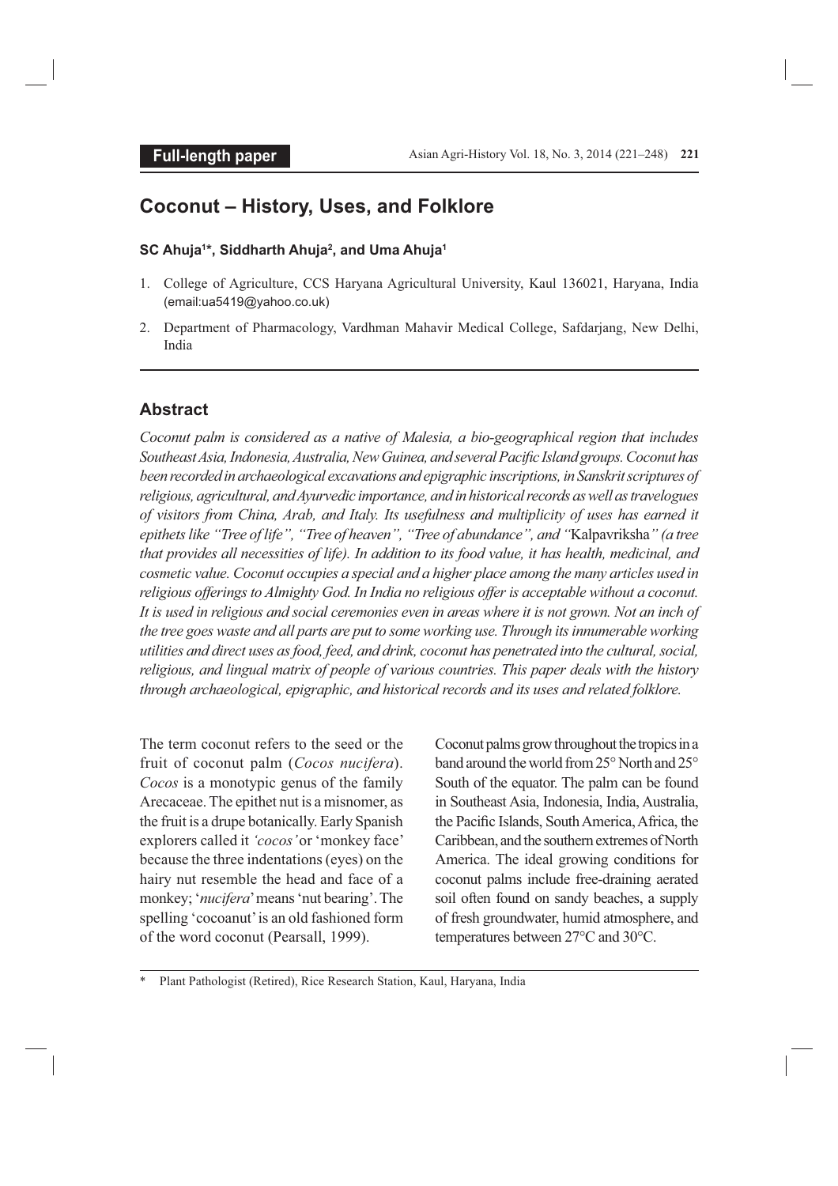**Full-length paper**

# Coconut – History, Uses, and Folklore

**SC Ahuja[1]*, Siddharth Ahuja[2], and Uma Ahuja[1]**

1. College of Agriculture, CCS Haryana Agricultural University, Kaul 136021, Haryana, India (email:ua5419@yahoo.co.uk)
2. Department of Pharmacology, Vardhman Mahavir Medical College, Safdarjang, New Delhi, India

## Abstract

*Coconut palm is considered as a native of Malesia, a bio-geographical region that includes Southeast Asia, Indonesia, Australia, New Guinea, and several Pacific Island groups. Coconut has been recorded in archaeological excavations and epigraphic inscriptions, in Sanskrit scriptures of religious, agricultural, and Ayurvedic importance, and in historical records as well as travelogues of visitors from China, Arab, and Italy. Its usefulness and multiplicity of uses has earned it epithets like "Tree of life", "Tree of heaven", "Tree of abundance", and "*Kalpavriksha*" (a tree that provides all necessities of life). In addition to its food value, it has health, medicinal, and cosmetic value. Coconut occupies a special and a higher place among the many articles used in religious offerings to Almighty God. In India no religious offer is acceptable without a coconut. It is used in religious and social ceremonies even in areas where it is not grown. Not an inch of the tree goes waste and all parts are put to some working use. Through its innumerable working utilities and direct uses as food, feed, and drink, coconut has penetrated into the cultural, social, religious, and lingual matrix of people of various countries. This paper deals with the history through archaeological, epigraphic, and historical records and its uses and related folklore.*

The term coconut refers to the seed or the fruit of coconut palm (*Cocos nucifera*). *Cocos* is a monotypic genus of the family Arecaceae. The epithet nut is a misnomer, as the fruit is a drupe botanically. Early Spanish explorers called it *'cocos'* or 'monkey face' because the three indentations (eyes) on the hairy nut resemble the head and face of a monkey; '*nucifera*' means 'nut bearing'. The spelling 'cocoanut' is an old fashioned form of the word coconut (Pearsall, 1999).

Coconut palms grow throughout the tropics in a band around the world from 25° North and 25° South of the equator. The palm can be found in Southeast Asia, Indonesia, India, Australia, the Pacific Islands, South America, Africa, the Caribbean, and the southern extremes of North America. The ideal growing conditions for coconut palms include free-draining aerated soil often found on sandy beaches, a supply of fresh groundwater, humid atmosphere, and temperatures between 27°C and 30°C.

\* Plant Pathologist (Retired), Rice Research Station, Kaul, Haryana, India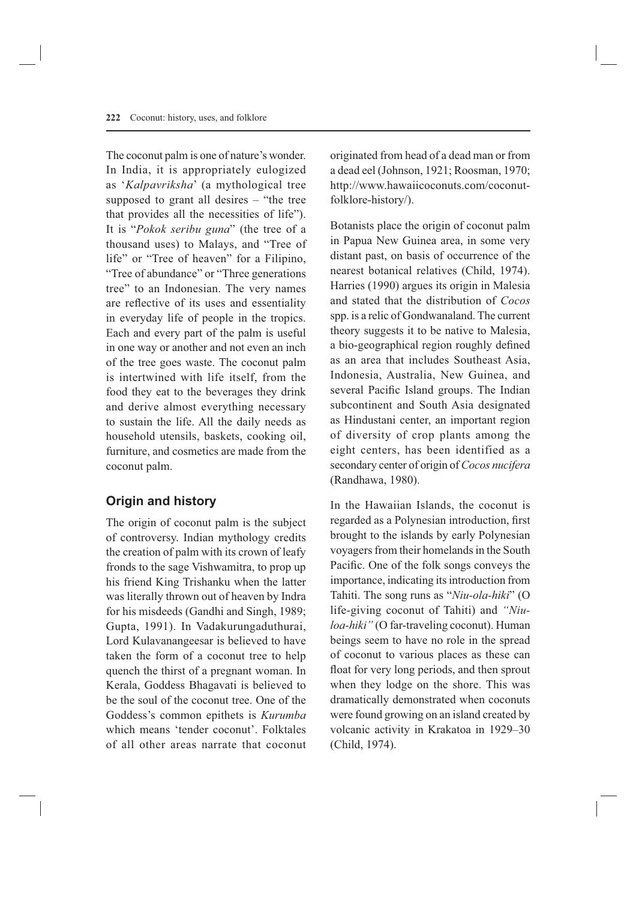The coconut palm is one of nature's wonder. In India, it is appropriately eulogized as '*Kalpavriksha*' (a mythological tree supposed to grant all desires – "the tree that provides all the necessities of life"). It is "*Pokok seribu guna*" (the tree of a thousand uses) to Malays, and "Tree of life" or "Tree of heaven" for a Filipino, "Tree of abundance" or "Three generations tree" to an Indonesian. The very names are reflective of its uses and essentiality in everyday life of people in the tropics. Each and every part of the palm is useful in one way or another and not even an inch of the tree goes waste. The coconut palm is intertwined with life itself, from the food they eat to the beverages they drink and derive almost everything necessary to sustain the life. All the daily needs as household utensils, baskets, cooking oil, furniture, and cosmetics are made from the coconut palm.

## Origin and history

The origin of coconut palm is the subject of controversy. Indian mythology credits the creation of palm with its crown of leafy fronds to the sage Vishwamitra, to prop up his friend King Trishanku when the latter was literally thrown out of heaven by Indra for his misdeeds (Gandhi and Singh, 1989; Gupta, 1991). In Vadakurungaduthurai, Lord Kulavanangeesar is believed to have taken the form of a coconut tree to help quench the thirst of a pregnant woman. In Kerala, Goddess Bhagavati is believed to be the soul of the coconut tree. One of the Goddess's common epithets is *Kurumba* which means 'tender coconut'. Folktales of all other areas narrate that coconut originated from head of a dead man or from a dead eel (Johnson, 1921; Roosman, 1970; http://www.hawaiicoconuts.com/coconut-folklore-history/).

Botanists place the origin of coconut palm in Papua New Guinea area, in some very distant past, on basis of occurrence of the nearest botanical relatives (Child, 1974). Harries (1990) argues its origin in Malesia and stated that the distribution of *Cocos* spp. is a relic of Gondwanaland. The current theory suggests it to be native to Malesia, a bio-geographical region roughly defined as an area that includes Southeast Asia, Indonesia, Australia, New Guinea, and several Pacific Island groups. The Indian subcontinent and South Asia designated as Hindustani center, an important region of diversity of crop plants among the eight centers, has been identified as a secondary center of origin of *Cocos nucifera* (Randhawa, 1980).

In the Hawaiian Islands, the coconut is regarded as a Polynesian introduction, first brought to the islands by early Polynesian voyagers from their homelands in the South Pacific. One of the folk songs conveys the importance, indicating its introduction from Tahiti. The song runs as "*Niu-ola-hiki*" (O life-giving coconut of Tahiti) and *"Niu-loa-hiki"* (O far-traveling coconut). Human beings seem to have no role in the spread of coconut to various places as these can float for very long periods, and then sprout when they lodge on the shore. This was dramatically demonstrated when coconuts were found growing on an island created by volcanic activity in Krakatoa in 1929–30 (Child, 1974).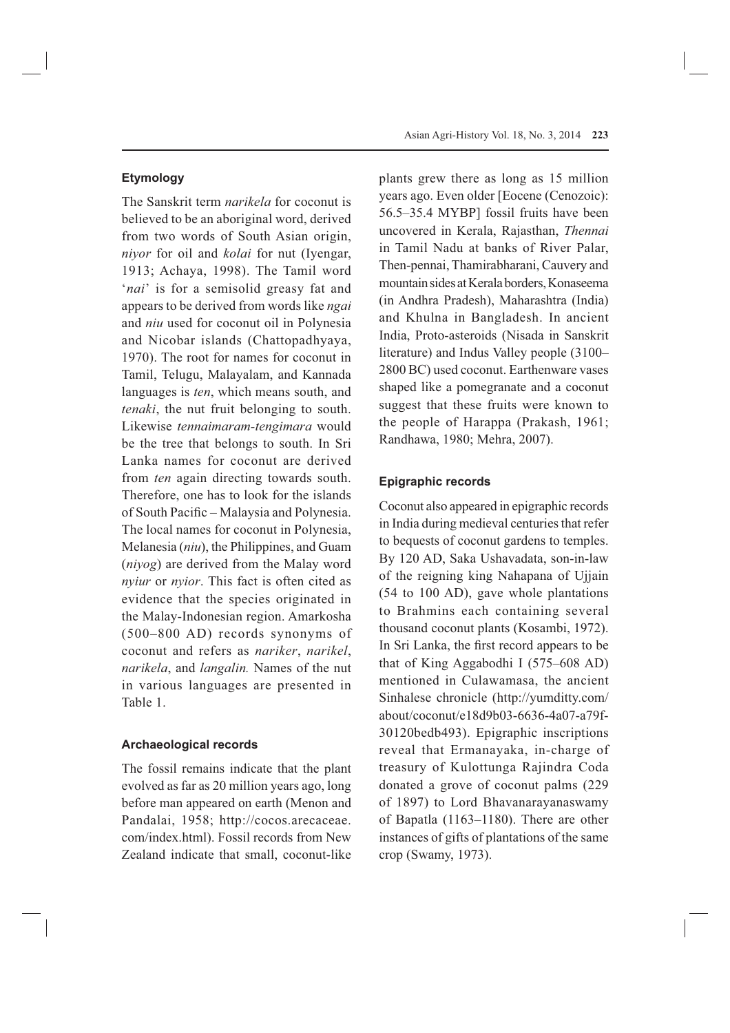## Etymology

The Sanskrit term *narikela* for coconut is believed to be an aboriginal word, derived from two words of South Asian origin, *niyor* for oil and *kolai* for nut (Iyengar, 1913; Achaya, 1998). The Tamil word '*nai*' is for a semisolid greasy fat and appears to be derived from words like *ngai* and *niu* used for coconut oil in Polynesia and Nicobar islands (Chattopadhyaya, 1970). The root for names for coconut in Tamil, Telugu, Malayalam, and Kannada languages is *ten*, which means south, and *tenaki*, the nut fruit belonging to south. Likewise *tennaimaram-tengimara* would be the tree that belongs to south. In Sri Lanka names for coconut are derived from *ten* again directing towards south. Therefore, one has to look for the islands of South Pacific – Malaysia and Polynesia. The local names for coconut in Polynesia, Melanesia (*niu*), the Philippines, and Guam (*niyog*) are derived from the Malay word *nyiur* or *nyior*. This fact is often cited as evidence that the species originated in the Malay-Indonesian region. Amarkosha (500–800 AD) records synonyms of coconut and refers as *nariker*, *narikel*, *narikela*, and *langalin.* Names of the nut in various languages are presented in Table 1.

## Archaeological records

The fossil remains indicate that the plant evolved as far as 20 million years ago, long before man appeared on earth (Menon and Pandalai, 1958; http://cocos.arecaceae.com/index.html). Fossil records from New Zealand indicate that small, coconut-like plants grew there as long as 15 million years ago. Even older [Eocene (Cenozoic): 56.5–35.4 MYBP] fossil fruits have been uncovered in Kerala, Rajasthan, *Thennai* in Tamil Nadu at banks of River Palar, Then-pennai, Thamirabharani, Cauvery and mountain sides at Kerala borders, Konaseema (in Andhra Pradesh), Maharashtra (India) and Khulna in Bangladesh. In ancient India, Proto-asteroids (Nisada in Sanskrit literature) and Indus Valley people (3100–2800 BC) used coconut. Earthenware vases shaped like a pomegranate and a coconut suggest that these fruits were known to the people of Harappa (Prakash, 1961; Randhawa, 1980; Mehra, 2007).

## Epigraphic records

Coconut also appeared in epigraphic records in India during medieval centuries that refer to bequests of coconut gardens to temples. By 120 AD, Saka Ushavadata, son-in-law of the reigning king Nahapana of Ujjain (54 to 100 AD), gave whole plantations to Brahmins each containing several thousand coconut plants (Kosambi, 1972). In Sri Lanka, the first record appears to be that of King Aggabodhi I (575–608 AD) mentioned in Culawamasa, the ancient Sinhalese chronicle (http://yumditty.com/about/coconut/e18d9b03-6636-4a07-a79f-30120bedb493). Epigraphic inscriptions reveal that Ermanayaka, in-charge of treasury of Kulottunga Rajindra Coda donated a grove of coconut palms (229 of 1897) to Lord Bhavanarayanaswamy of Bapatla (1163–1180). There are other instances of gifts of plantations of the same crop (Swamy, 1973).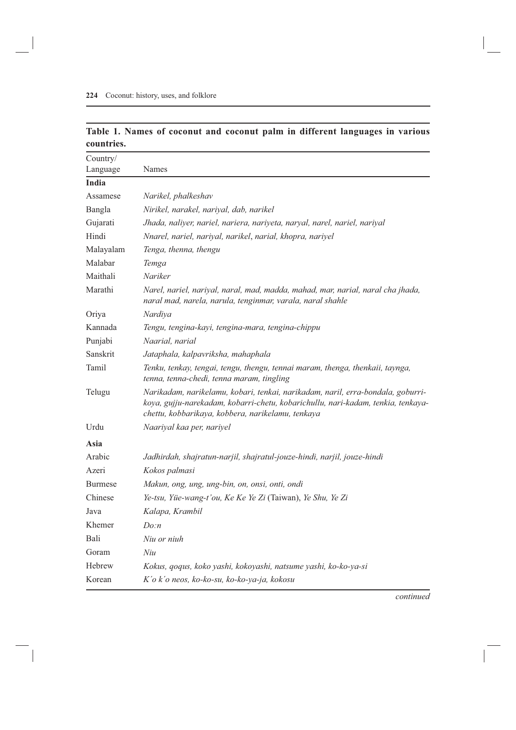**Table 1. Names of coconut and coconut palm in different languages in various countries.**

| Country/ Language | Names |
|---|---|
| **India** | |
| Assamese | *Narikel, phalkeshav* |
| Bangla | *Nirikel, narakel, nariyal, dab, narikel* |
| Gujarati | *Jhada, naliyer, nariel, nariera, nariyeta, naryal, narel, nariel, nariyal* |
| Hindi | *Nnarel, nariel, nariyal, narikel, narial, khopra, nariyel* |
| Malayalam | *Tenga, thenna, thengu* |
| Malabar | *Temga* |
| Maithali | *Nariker* |
| Marathi | *Narel, nariel, nariyal, naral, mad, madda, mahad, mar, narial, naral cha jhada, naral mad, narela, narula, tenginmar, varala, naral shahle* |
| Oriya | *Nardiya* |
| Kannada | *Tengu, tengina-kayi, tengina-mara, tengina-chippu* |
| Punjabi | *Naarial, narial* |
| Sanskrit | *Jataphala, kalpavriksha, mahaphala* |
| Tamil | *Tenku, tenkay, tengai, tengu, thengu, tennai maram, thenga, thenkaii, taynga, tenna, tenna-chedi, tenna maram, tingling* |
| Telugu | *Narikadam, narikelamu, kobari, tenkai, narikadam, naril, erra-bondala, goburri-koya, gujju-narekadam, kobarri-chetu, kobarichullu, nari-kadam, tenkia, tenkaya-chettu, kobbarikaya, kobbera, narikelamu, tenkaya* |
| Urdu | *Naariyal kaa per, nariyel* |
| **Asia** | |
| Arabic | *Jadhirdah, shajratun-narjil, shajratul-jouze-hindi, narjil, jouze-hindi* |
| Azeri | *Kokos palmasi* |
| Burmese | *Makun, ong, ung, ung-bin, on, onsi, onti, ondi* |
| Chinese | *Ye-tsu, Yüe-wang-t'ou, Ke Ke Ye Zi* (Taiwan), *Ye Shu, Ye Zi* |
| Java | *Kalapa, Krambil* |
| Khemer | *Do:n* |
| Bali | *Niu or niuh* |
| Goram | *Niu* |
| Hebrew | *Kokus, qoqus, koko yashi, kokoyashi, natsume yashi, ko-ko-ya-si* |
| Korean | *K´o k´o neos, ko-ko-su, ko-ko-ya-ja, kokosu* |

*continued*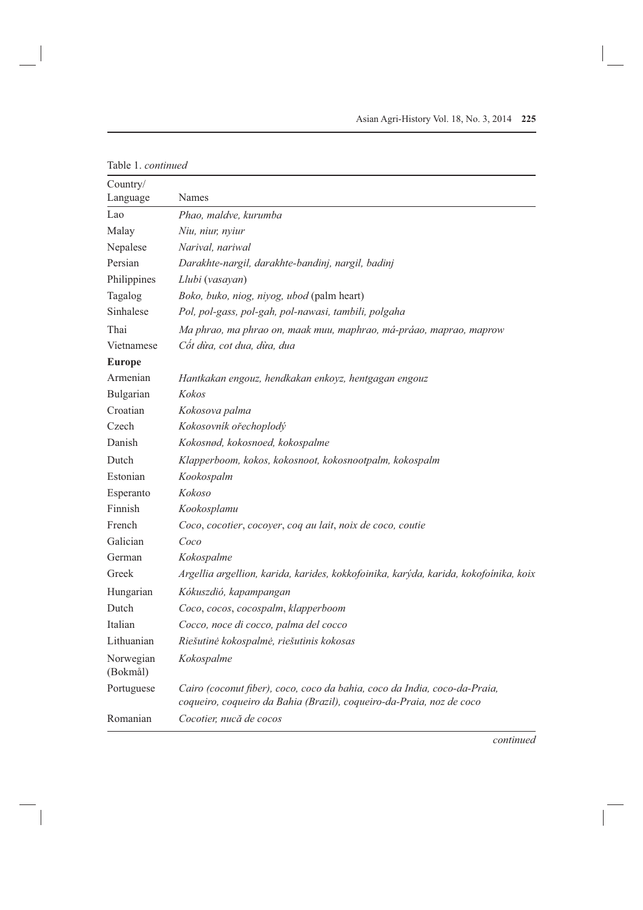Table 1. *continued*

| Country/ Language | Names |
|---|---|
| Lao | *Phao, maldve, kurumba* |
| Malay | *Niu, niur, nyiur* |
| Nepalese | *Narival, nariwal* |
| Persian | *Darakhte-nargil, darakhte-bandinj, nargil, badinj* |
| Philippines | *Llubi* (*vasayan*) |
| Tagalog | *Boko, buko, niog, niyog, ubod* (palm heart) |
| Sinhalese | *Pol, pol-gass, pol-gah, pol-nawasi, tambili, polgaha* |
| Thai | *Ma phrao, ma phrao on, maak muu, maphrao, má-práao, maprao, maprow* |
| Vietnamese | *Cốt dừa, cot dua, dừa, dua* |
| **Europe** | |
| Armenian | *Hantkakan engouz, hendkakan enkoyz, hentgagan engouz* |
| Bulgarian | *Kokos* |
| Croatian | *Kokosova palma* |
| Czech | *Kokosovník ořechoplodý* |
| Danish | *Kokosnød, kokosnoed, kokospalme* |
| Dutch | *Klapperboom, kokos, kokosnoot, kokosnootpalm, kokospalm* |
| Estonian | *Kookospalm* |
| Esperanto | *Kokoso* |
| Finnish | *Kookosplamu* |
| French | *Coco*, *cocotier*, *cocoyer*, *coq au lait*, *noix de coco, coutie* |
| Galician | *Coco* |
| German | *Kokospalme* |
| Greek | *Argellia argellion, karida, karides, kokkofoinika, karýda, karida, kokofoínika, koix* |
| Hungarian | *Kókuszdió, kapampangan* |
| Dutch | *Coco*, *cocos*, *cocospalm*, *klapperboom* |
| Italian | *Cocco, noce di cocco, palma del cocco* |
| Lithuanian | *Riešutinė kokospalmė, riešutinis kokosas* |
| Norwegian (Bokmål) | *Kokospalme* |
| Portuguese | *Cairo (coconut fiber), coco, coco da bahia, coco da India, coco-da-Praia, coqueiro, coqueiro da Bahia (Brazil), coqueiro-da-Praia, noz de coco* |
| Romanian | *Cocotier, nucă de cocos* |

*continued*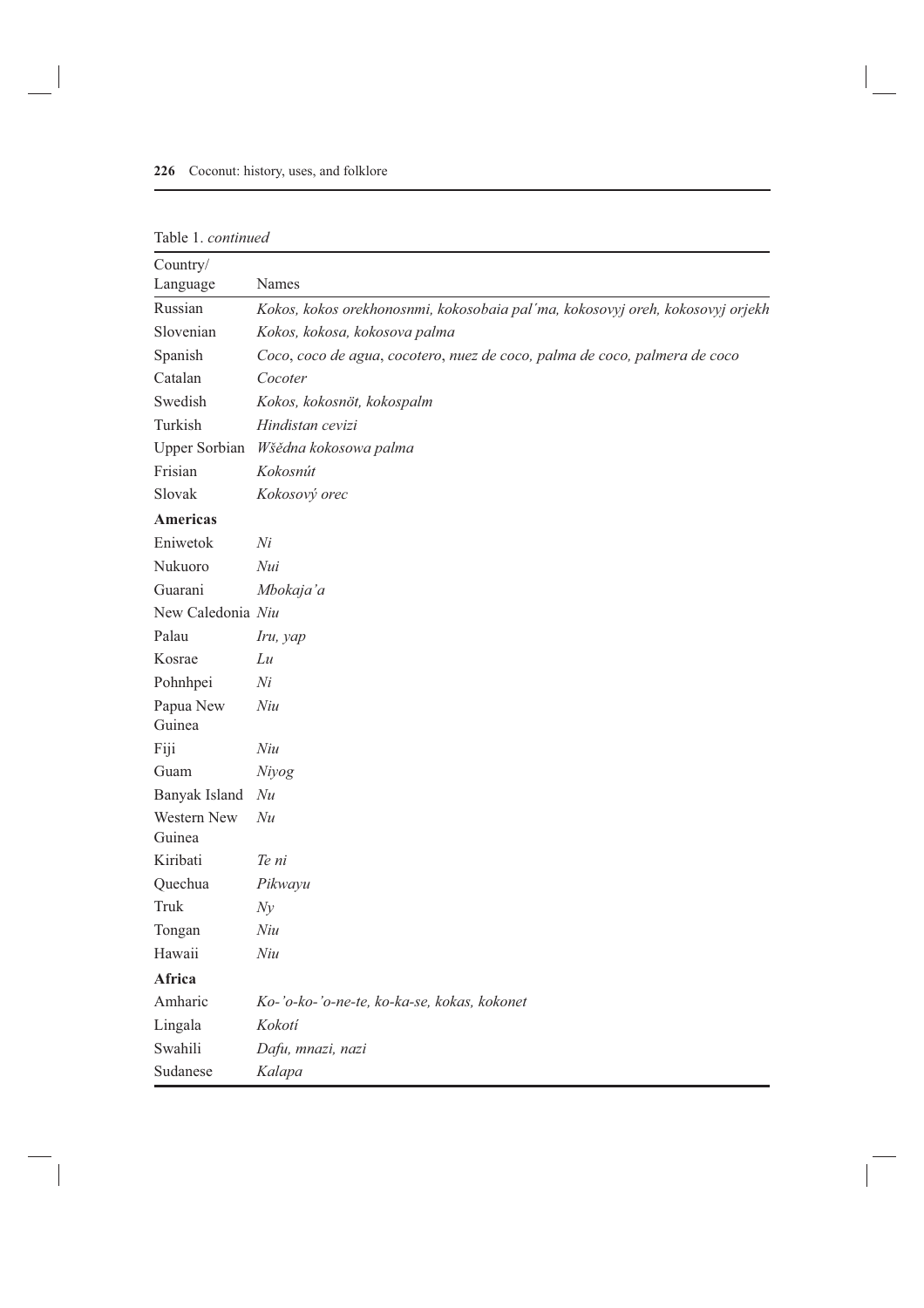Table 1. *continued*

| Country/ Language | Names |
|---|---|
| Russian | *Kokos, kokos orekhonosnmi, kokosobaia pal´ma, kokosovyj oreh, kokosovyj orjekh* |
| Slovenian | *Kokos, kokosa, kokosova palma* |
| Spanish | *Coco, coco de agua, cocotero, nuez de coco, palma de coco, palmera de coco* |
| Catalan | *Cocoter* |
| Swedish | *Kokos, kokosnöt, kokospalm* |
| Turkish | *Hindistan cevizi* |
| Upper Sorbian | *Wšědna kokosowa palma* |
| Frisian | *Kokosnút* |
| Slovak | *Kokosový orec* |
| **Americas** | |
| Eniwetok | *Ni* |
| Nukuoro | *Nui* |
| Guarani | *Mbokaja'a* |
| New Caledonia | *Niu* |
| Palau | *Iru, yap* |
| Kosrae | *Lu* |
| Pohnhpei | *Ni* |
| Papua New Guinea | *Niu* |
| Fiji | *Niu* |
| Guam | *Niyog* |
| Banyak Island | *Nu* |
| Western New Guinea | *Nu* |
| Kiribati | *Te ni* |
| Quechua | *Pikwayu* |
| Truk | *Ny* |
| Tongan | *Niu* |
| Hawaii | *Niu* |
| **Africa** | |
| Amharic | *Ko-'o-ko-'o-ne-te, ko-ka-se, kokas, kokonet* |
| Lingala | *Kokotí* |
| Swahili | *Dafu, mnazi, nazi* |
| Sudanese | *Kalapa* |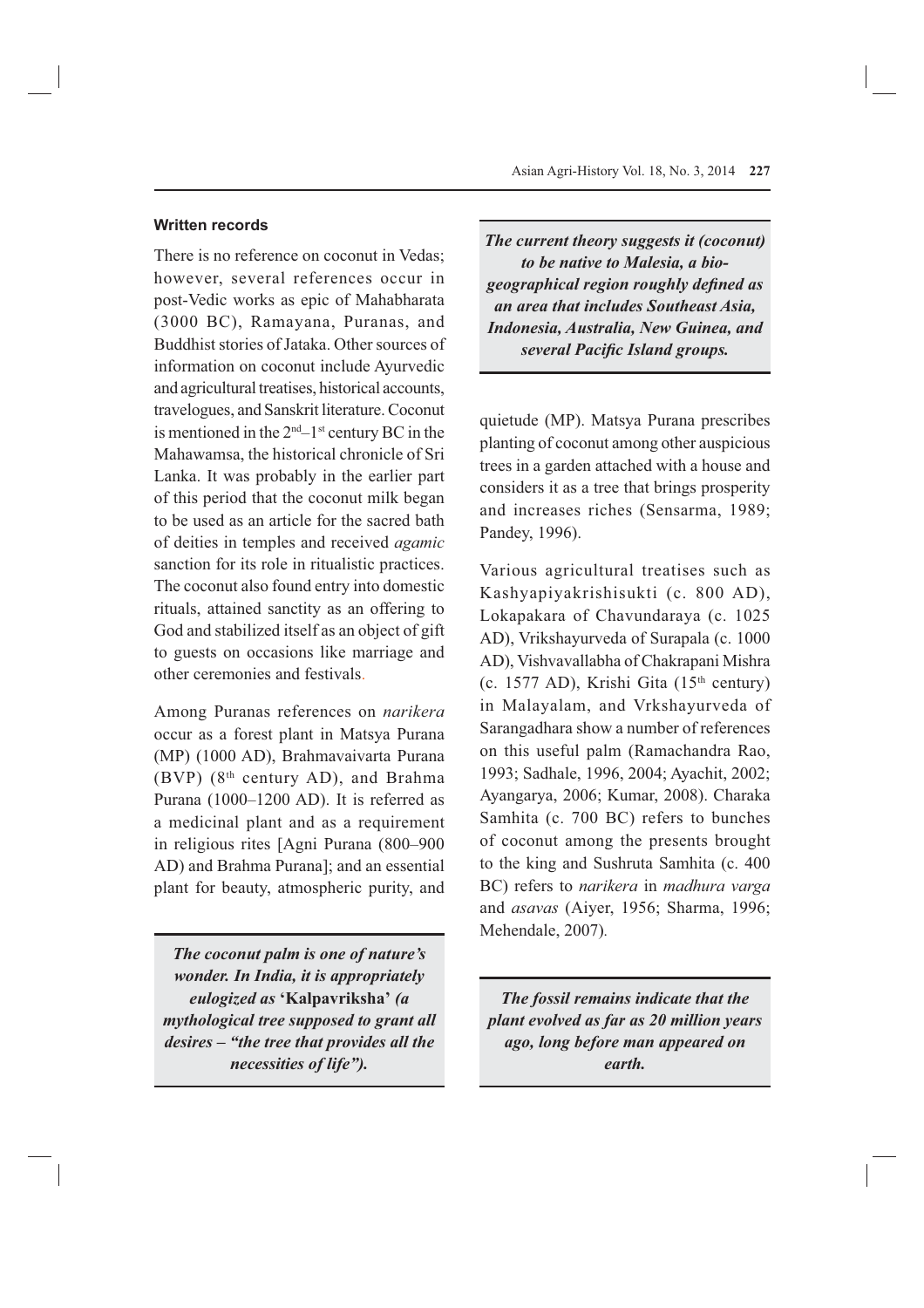### Written records

There is no reference on coconut in Vedas; however, several references occur in post-Vedic works as epic of Mahabharata (3000 BC), Ramayana, Puranas, and Buddhist stories of Jataka. Other sources of information on coconut include Ayurvedic and agricultural treatises, historical accounts, travelogues, and Sanskrit literature. Coconut is mentioned in the 2nd–1st century BC in the Mahawamsa, the historical chronicle of Sri Lanka. It was probably in the earlier part of this period that the coconut milk began to be used as an article for the sacred bath of deities in temples and received *agamic* sanction for its role in ritualistic practices. The coconut also found entry into domestic rituals, attained sanctity as an offering to God and stabilized itself as an object of gift to guests on occasions like marriage and other ceremonies and festivals.

Among Puranas references on *narikera* occur as a forest plant in Matsya Purana (MP) (1000 AD), Brahmavaivarta Purana (BVP) (8th century AD), and Brahma Purana (1000–1200 AD). It is referred as a medicinal plant and as a requirement in religious rites [Agni Purana (800–900 AD) and Brahma Purana]; and an essential plant for beauty, atmospheric purity, and quietude (MP). Matsya Purana prescribes planting of coconut among other auspicious trees in a garden attached with a house and considers it as a tree that brings prosperity and increases riches (Sensarma, 1989; Pandey, 1996).

> ***The coconut palm is one of nature's wonder. In India, it is appropriately eulogized as* 'Kalpavriksha' *(a mythological tree supposed to grant all desires – "the tree that provides all the necessities of life").***

> ***The current theory suggests it (coconut) to be native to Malesia, a bio-geographical region roughly defined as an area that includes Southeast Asia, Indonesia, Australia, New Guinea, and several Pacific Island groups.***

Various agricultural treatises such as Kashyapiyakrishisukti (c. 800 AD), Lokapakara of Chavundaraya (c. 1025 AD), Vrikshayurveda of Surapala (c. 1000 AD), Vishvavallabha of Chakrapani Mishra (c. 1577 AD), Krishi Gita (15th century) in Malayalam, and Vrkshayurveda of Sarangadhara show a number of references on this useful palm (Ramachandra Rao, 1993; Sadhale, 1996, 2004; Ayachit, 2002; Ayangarya, 2006; Kumar, 2008). Charaka Samhita (c. 700 BC) refers to bunches of coconut among the presents brought to the king and Sushruta Samhita (c. 400 BC) refers to *narikera* in *madhura varga* and *asavas* (Aiyer, 1956; Sharma, 1996; Mehendale, 2007).

> ***The fossil remains indicate that the plant evolved as far as 20 million years ago, long before man appeared on earth.***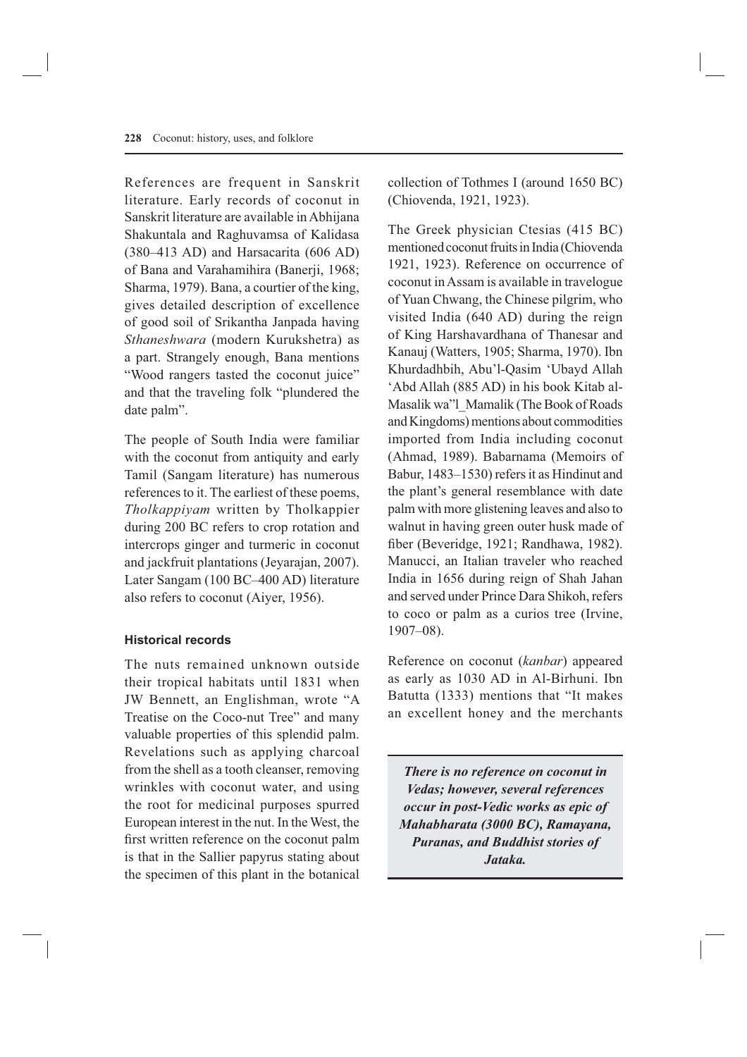References are frequent in Sanskrit literature. Early records of coconut in Sanskrit literature are available in Abhijana Shakuntala and Raghuvamsa of Kalidasa (380–413 AD) and Harsacarita (606 AD) of Bana and Varahamihira (Banerji, 1968; Sharma, 1979). Bana, a courtier of the king, gives detailed description of excellence of good soil of Srikantha Janpada having *Sthaneshwara* (modern Kurukshetra) as a part. Strangely enough, Bana mentions "Wood rangers tasted the coconut juice" and that the traveling folk "plundered the date palm".

The people of South India were familiar with the coconut from antiquity and early Tamil (Sangam literature) has numerous references to it. The earliest of these poems, *Tholkappiyam* written by Tholkappier during 200 BC refers to crop rotation and intercrops ginger and turmeric in coconut and jackfruit plantations (Jeyarajan, 2007). Later Sangam (100 BC–400 AD) literature also refers to coconut (Aiyer, 1956).

#### Historical records

The nuts remained unknown outside their tropical habitats until 1831 when JW Bennett, an Englishman, wrote "A Treatise on the Coco-nut Tree" and many valuable properties of this splendid palm. Revelations such as applying charcoal from the shell as a tooth cleanser, removing wrinkles with coconut water, and using the root for medicinal purposes spurred European interest in the nut. In the West, the first written reference on the coconut palm is that in the Sallier papyrus stating about the specimen of this plant in the botanical collection of Tothmes I (around 1650 BC) (Chiovenda, 1921, 1923).

The Greek physician Ctesias (415 BC) mentioned coconut fruits in India (Chiovenda 1921, 1923). Reference on occurrence of coconut in Assam is available in travelogue of Yuan Chwang, the Chinese pilgrim, who visited India (640 AD) during the reign of King Harshavardhana of Thanesar and Kanauj (Watters, 1905; Sharma, 1970). Ibn Khurdadhbih, Abu'l-Qasim 'Ubayd Allah 'Abd Allah (885 AD) in his book Kitab al-Masalik wa"l_Mamalik (The Book of Roads and Kingdoms) mentions about commodities imported from India including coconut (Ahmad, 1989). Babarnama (Memoirs of Babur, 1483–1530) refers it as Hindinut and the plant's general resemblance with date palm with more glistening leaves and also to walnut in having green outer husk made of fiber (Beveridge, 1921; Randhawa, 1982). Manucci, an Italian traveler who reached India in 1656 during reign of Shah Jahan and served under Prince Dara Shikoh, refers to coco or palm as a curios tree (Irvine, 1907–08).

Reference on coconut (*kanbar*) appeared as early as 1030 AD in Al-Birhuni. Ibn Batutta (1333) mentions that "It makes an excellent honey and the merchants

> ***There is no reference on coconut in Vedas; however, several references occur in post-Vedic works as epic of Mahabharata (3000 BC), Ramayana, Puranas, and Buddhist stories of Jataka.***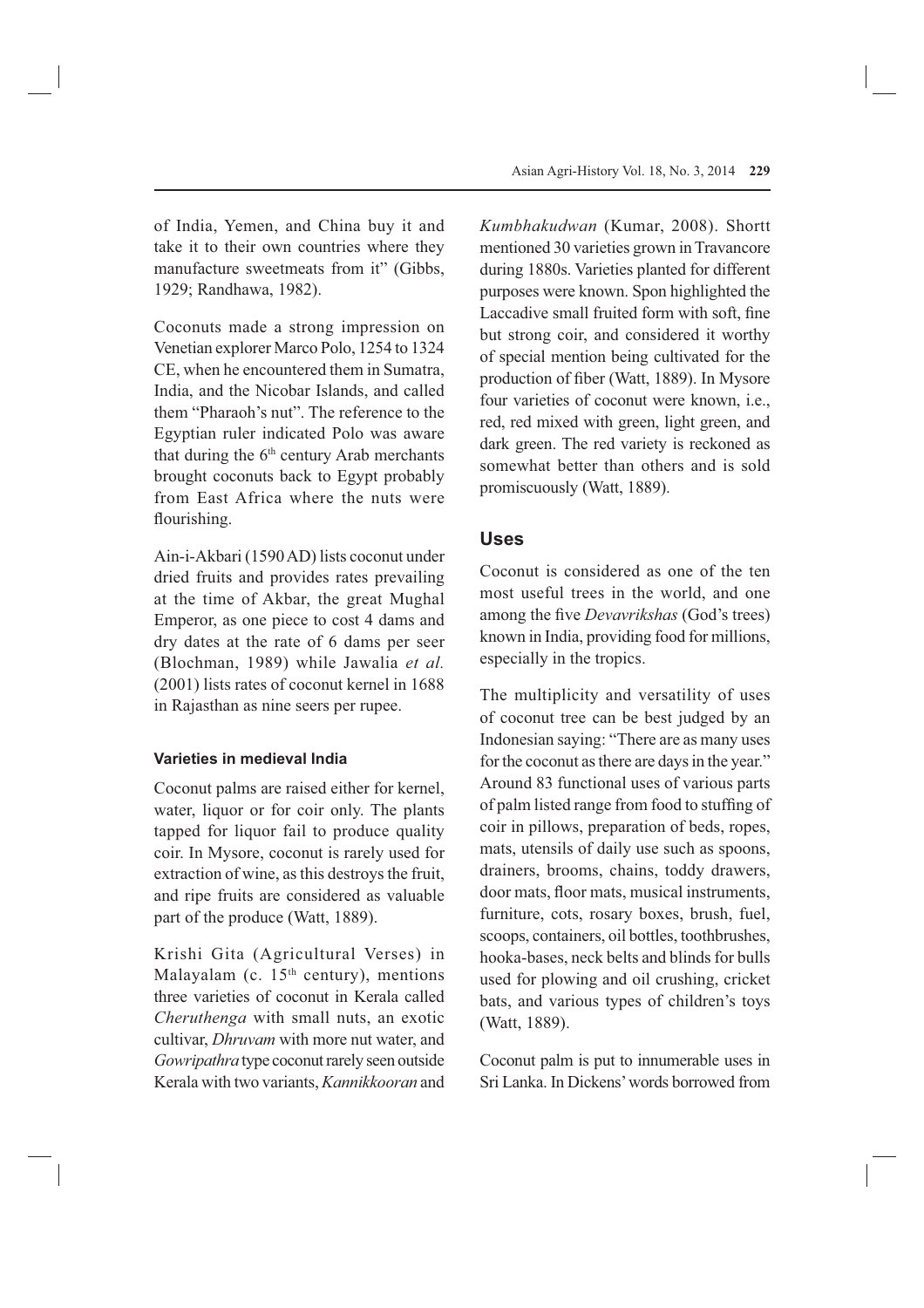of India, Yemen, and China buy it and take it to their own countries where they manufacture sweetmeats from it" (Gibbs, 1929; Randhawa, 1982).

Coconuts made a strong impression on Venetian explorer Marco Polo, 1254 to 1324 CE, when he encountered them in Sumatra, India, and the Nicobar Islands, and called them "Pharaoh's nut". The reference to the Egyptian ruler indicated Polo was aware that during the 6th century Arab merchants brought coconuts back to Egypt probably from East Africa where the nuts were flourishing.

Ain-i-Akbari (1590 AD) lists coconut under dried fruits and provides rates prevailing at the time of Akbar, the great Mughal Emperor, as one piece to cost 4 dams and dry dates at the rate of 6 dams per seer (Blochman, 1989) while Jawalia *et al.* (2001) lists rates of coconut kernel in 1688 in Rajasthan as nine seers per rupee.

### Varieties in medieval India

Coconut palms are raised either for kernel, water, liquor or for coir only. The plants tapped for liquor fail to produce quality coir. In Mysore, coconut is rarely used for extraction of wine, as this destroys the fruit, and ripe fruits are considered as valuable part of the produce (Watt, 1889).

Krishi Gita (Agricultural Verses) in Malayalam (c. 15th century), mentions three varieties of coconut in Kerala called *Cheruthenga* with small nuts, an exotic cultivar, *Dhruvam* with more nut water, and *Gowripathra* type coconut rarely seen outside Kerala with two variants, *Kannikkooran* and *Kumbhakudwan* (Kumar, 2008). Shortt mentioned 30 varieties grown in Travancore during 1880s. Varieties planted for different purposes were known. Spon highlighted the Laccadive small fruited form with soft, fine but strong coir, and considered it worthy of special mention being cultivated for the production of fiber (Watt, 1889). In Mysore four varieties of coconut were known, i.e., red, red mixed with green, light green, and dark green. The red variety is reckoned as somewhat better than others and is sold promiscuously (Watt, 1889).

## Uses

Coconut is considered as one of the ten most useful trees in the world, and one among the five *Devavrikshas* (God's trees) known in India, providing food for millions, especially in the tropics.

The multiplicity and versatility of uses of coconut tree can be best judged by an Indonesian saying: "There are as many uses for the coconut as there are days in the year." Around 83 functional uses of various parts of palm listed range from food to stuffing of coir in pillows, preparation of beds, ropes, mats, utensils of daily use such as spoons, drainers, brooms, chains, toddy drawers, door mats, floor mats, musical instruments, furniture, cots, rosary boxes, brush, fuel, scoops, containers, oil bottles, toothbrushes, hooka-bases, neck belts and blinds for bulls used for plowing and oil crushing, cricket bats, and various types of children's toys (Watt, 1889).

Coconut palm is put to innumerable uses in Sri Lanka. In Dickens' words borrowed from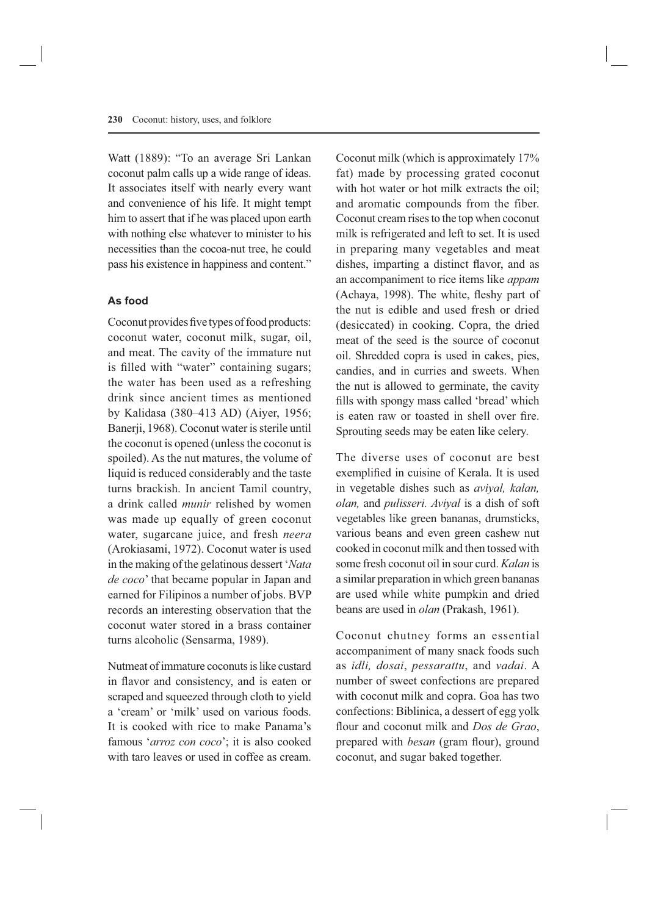Watt (1889): "To an average Sri Lankan coconut palm calls up a wide range of ideas. It associates itself with nearly every want and convenience of his life. It might tempt him to assert that if he was placed upon earth with nothing else whatever to minister to his necessities than the cocoa-nut tree, he could pass his existence in happiness and content."

### As food

Coconut provides five types of food products: coconut water, coconut milk, sugar, oil, and meat. The cavity of the immature nut is filled with "water" containing sugars; the water has been used as a refreshing drink since ancient times as mentioned by Kalidasa (380–413 AD) (Aiyer, 1956; Banerji, 1968). Coconut water is sterile until the coconut is opened (unless the coconut is spoiled). As the nut matures, the volume of liquid is reduced considerably and the taste turns brackish. In ancient Tamil country, a drink called *munir* relished by women was made up equally of green coconut water, sugarcane juice, and fresh *neera* (Arokiasami, 1972). Coconut water is used in the making of the gelatinous dessert '*Nata de coco*' that became popular in Japan and earned for Filipinos a number of jobs. BVP records an interesting observation that the coconut water stored in a brass container turns alcoholic (Sensarma, 1989).

Nutmeat of immature coconuts is like custard in flavor and consistency, and is eaten or scraped and squeezed through cloth to yield a 'cream' or 'milk' used on various foods. It is cooked with rice to make Panama's famous '*arroz con coco*'; it is also cooked with taro leaves or used in coffee as cream. Coconut milk (which is approximately 17% fat) made by processing grated coconut with hot water or hot milk extracts the oil; and aromatic compounds from the fiber. Coconut cream rises to the top when coconut milk is refrigerated and left to set. It is used in preparing many vegetables and meat dishes, imparting a distinct flavor, and as an accompaniment to rice items like *appam* (Achaya, 1998). The white, fleshy part of the nut is edible and used fresh or dried (desiccated) in cooking. Copra, the dried meat of the seed is the source of coconut oil. Shredded copra is used in cakes, pies, candies, and in curries and sweets. When the nut is allowed to germinate, the cavity fills with spongy mass called 'bread' which is eaten raw or toasted in shell over fire. Sprouting seeds may be eaten like celery.

The diverse uses of coconut are best exemplified in cuisine of Kerala. It is used in vegetable dishes such as *aviyal, kalan, olan,* and *pulisseri. Aviyal* is a dish of soft vegetables like green bananas, drumsticks, various beans and even green cashew nut cooked in coconut milk and then tossed with some fresh coconut oil in sour curd. *Kalan* is a similar preparation in which green bananas are used while white pumpkin and dried beans are used in *olan* (Prakash, 1961).

Coconut chutney forms an essential accompaniment of many snack foods such as *idli, dosai*, *pessarattu*, and *vadai*. A number of sweet confections are prepared with coconut milk and copra. Goa has two confections: Biblinica, a dessert of egg yolk flour and coconut milk and *Dos de Grao*, prepared with *besan* (gram flour), ground coconut, and sugar baked together.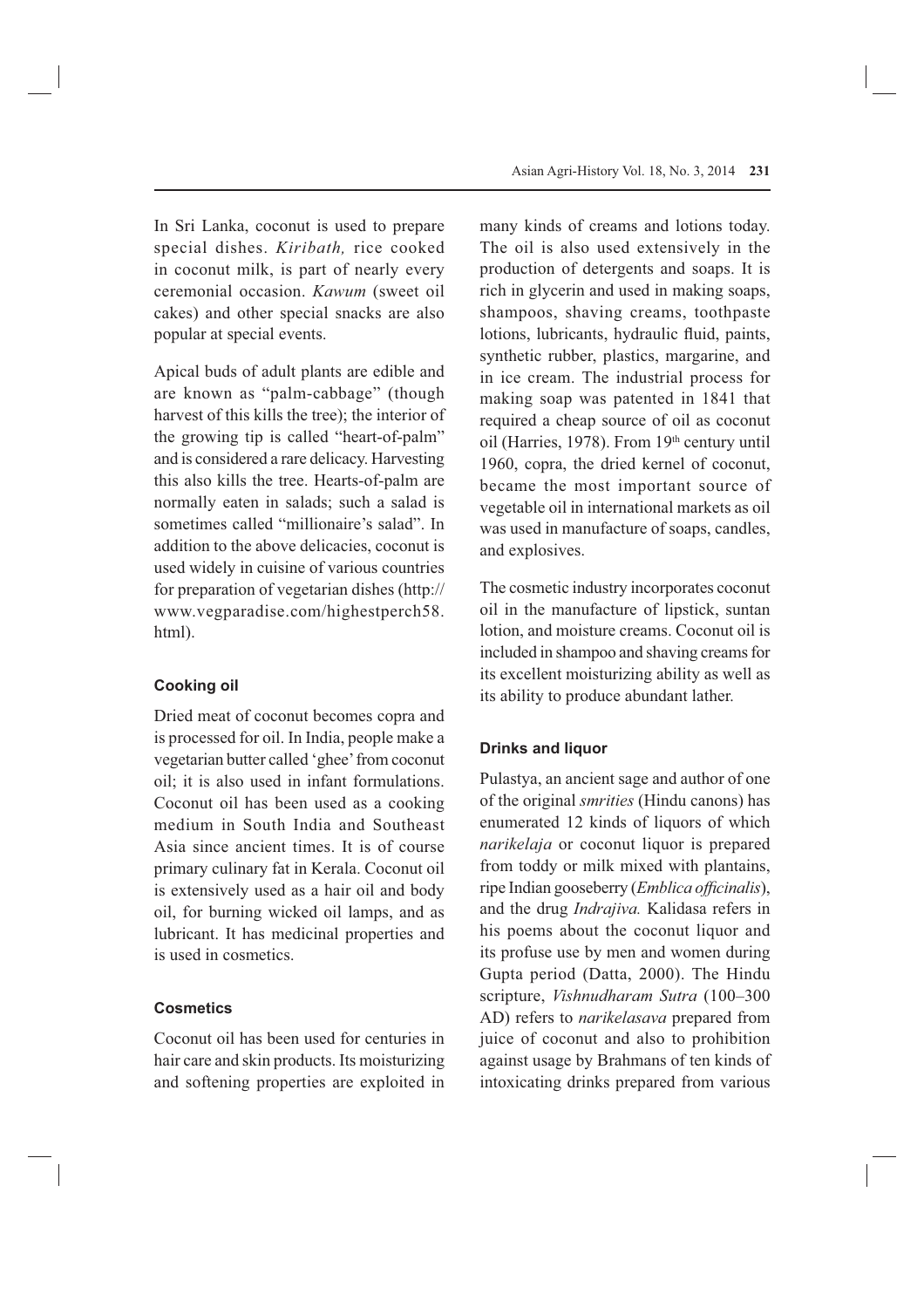In Sri Lanka, coconut is used to prepare special dishes. *Kiribath,* rice cooked in coconut milk, is part of nearly every ceremonial occasion. *Kawum* (sweet oil cakes) and other special snacks are also popular at special events.

Apical buds of adult plants are edible and are known as "palm-cabbage" (though harvest of this kills the tree); the interior of the growing tip is called "heart-of-palm" and is considered a rare delicacy. Harvesting this also kills the tree. Hearts-of-palm are normally eaten in salads; such a salad is sometimes called "millionaire's salad". In addition to the above delicacies, coconut is used widely in cuisine of various countries for preparation of vegetarian dishes (http://www.vegparadise.com/highestperch58.html).

### Cooking oil

Dried meat of coconut becomes copra and is processed for oil. In India, people make a vegetarian butter called 'ghee' from coconut oil; it is also used in infant formulations. Coconut oil has been used as a cooking medium in South India and Southeast Asia since ancient times. It is of course primary culinary fat in Kerala. Coconut oil is extensively used as a hair oil and body oil, for burning wicked oil lamps, and as lubricant. It has medicinal properties and is used in cosmetics.

### Cosmetics

Coconut oil has been used for centuries in hair care and skin products. Its moisturizing and softening properties are exploited in many kinds of creams and lotions today. The oil is also used extensively in the production of detergents and soaps. It is rich in glycerin and used in making soaps, shampoos, shaving creams, toothpaste lotions, lubricants, hydraulic fluid, paints, synthetic rubber, plastics, margarine, and in ice cream. The industrial process for making soap was patented in 1841 that required a cheap source of oil as coconut oil (Harries, 1978). From 19th century until 1960, copra, the dried kernel of coconut, became the most important source of vegetable oil in international markets as oil was used in manufacture of soaps, candles, and explosives.

The cosmetic industry incorporates coconut oil in the manufacture of lipstick, suntan lotion, and moisture creams. Coconut oil is included in shampoo and shaving creams for its excellent moisturizing ability as well as its ability to produce abundant lather.

### Drinks and liquor

Pulastya, an ancient sage and author of one of the original *smrities* (Hindu canons) has enumerated 12 kinds of liquors of which *narikelaja* or coconut liquor is prepared from toddy or milk mixed with plantains, ripe Indian gooseberry (*Emblica officinalis*), and the drug *Indrajiva.* Kalidasa refers in his poems about the coconut liquor and its profuse use by men and women during Gupta period (Datta, 2000). The Hindu scripture, *Vishnudharam Sutra* (100–300 AD) refers to *narikelasava* prepared from juice of coconut and also to prohibition against usage by Brahmans of ten kinds of intoxicating drinks prepared from various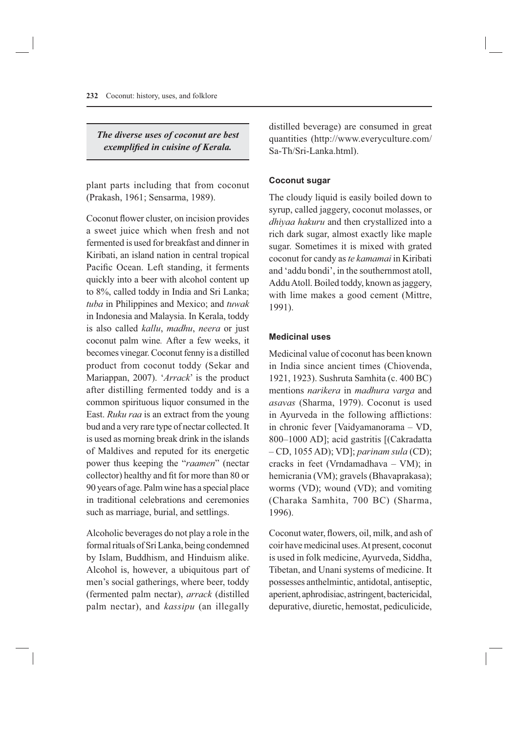> ***The diverse uses of coconut are best exemplified in cuisine of Kerala.***

plant parts including that from coconut (Prakash, 1961; Sensarma, 1989).

Coconut flower cluster, on incision provides a sweet juice which when fresh and not fermented is used for breakfast and dinner in Kiribati, an island nation in central tropical Pacific Ocean. Left standing, it ferments quickly into a beer with alcohol content up to 8%, called toddy in India and Sri Lanka; *tuba* in Philippines and Mexico; and *tuwak* in Indonesia and Malaysia. In Kerala, toddy is also called *kallu*, *madhu*, *neera* or just coconut palm wine. After a few weeks, it becomes vinegar. Coconut fenny is a distilled product from coconut toddy (Sekar and Mariappan, 2007). '*Arrack*' is the product after distilling fermented toddy and is a common spirituous liquor consumed in the East. *Ruku raa* is an extract from the young bud and a very rare type of nectar collected. It is used as morning break drink in the islands of Maldives and reputed for its energetic power thus keeping the "*raamen*" (nectar collector) healthy and fit for more than 80 or 90 years of age. Palm wine has a special place in traditional celebrations and ceremonies such as marriage, burial, and settlings.

Alcoholic beverages do not play a role in the formal rituals of Sri Lanka, being condemned by Islam, Buddhism, and Hinduism alike. Alcohol is, however, a ubiquitous part of men's social gatherings, where beer, toddy (fermented palm nectar), *arrack* (distilled palm nectar), and *kassipu* (an illegally distilled beverage) are consumed in great quantities (http://www.everyculture.com/Sa-Th/Sri-Lanka.html).

### Coconut sugar

The cloudy liquid is easily boiled down to syrup, called jaggery, coconut molasses, or *dhiyaa hakuru* and then crystallized into a rich dark sugar, almost exactly like maple sugar. Sometimes it is mixed with grated coconut for candy as *te kamamai* in Kiribati and 'addu bondi', in the southernmost atoll, Addu Atoll. Boiled toddy, known as jaggery, with lime makes a good cement (Mittre, 1991).

### Medicinal uses

Medicinal value of coconut has been known in India since ancient times (Chiovenda, 1921, 1923). Sushruta Samhita (c. 400 BC) mentions *narikera* in *madhura varga* and *asavas* (Sharma, 1979). Coconut is used in Ayurveda in the following afflictions: in chronic fever [Vaidyamanorama – VD, 800–1000 AD]; acid gastritis [(Cakradatta – CD, 1055 AD); VD]; *parinam sula* (CD); cracks in feet (Vrndamadhava – VM); in hemicrania (VM); gravels (Bhavaprakasa); worms (VD); wound (VD); and vomiting (Charaka Samhita, 700 BC) (Sharma, 1996).

Coconut water, flowers, oil, milk, and ash of coir have medicinal uses. At present, coconut is used in folk medicine, Ayurveda, Siddha, Tibetan, and Unani systems of medicine. It possesses anthelmintic, antidotal, antiseptic, aperient, aphrodisiac, astringent, bactericidal, depurative, diuretic, hemostat, pediculicide,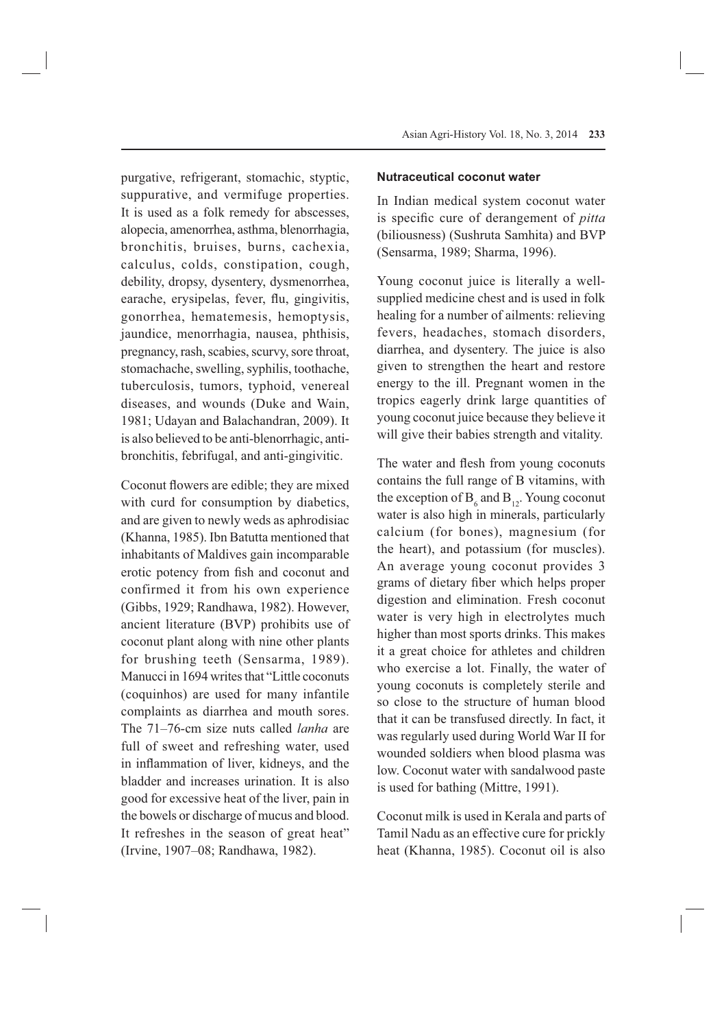purgative, refrigerant, stomachic, styptic, suppurative, and vermifuge properties. It is used as a folk remedy for abscesses, alopecia, amenorrhea, asthma, blenorrhagia, bronchitis, bruises, burns, cachexia, calculus, colds, constipation, cough, debility, dropsy, dysentery, dysmenorrhea, earache, erysipelas, fever, flu, gingivitis, gonorrhea, hematemesis, hemoptysis, jaundice, menorrhagia, nausea, phthisis, pregnancy, rash, scabies, scurvy, sore throat, stomachache, swelling, syphilis, toothache, tuberculosis, tumors, typhoid, venereal diseases, and wounds (Duke and Wain, 1981; Udayan and Balachandran, 2009). It is also believed to be anti-blenorrhagic, anti-bronchitis, febrifugal, and anti-gingivitic.

Coconut flowers are edible; they are mixed with curd for consumption by diabetics, and are given to newly weds as aphrodisiac (Khanna, 1985). Ibn Batutta mentioned that inhabitants of Maldives gain incomparable erotic potency from fish and coconut and confirmed it from his own experience (Gibbs, 1929; Randhawa, 1982). However, ancient literature (BVP) prohibits use of coconut plant along with nine other plants for brushing teeth (Sensarma, 1989). Manucci in 1694 writes that "Little coconuts (coquinhos) are used for many infantile complaints as diarrhea and mouth sores. The 71–76-cm size nuts called *lanha* are full of sweet and refreshing water, used in inflammation of liver, kidneys, and the bladder and increases urination. It is also good for excessive heat of the liver, pain in the bowels or discharge of mucus and blood. It refreshes in the season of great heat" (Irvine, 1907–08; Randhawa, 1982).

#### Nutraceutical coconut water

In Indian medical system coconut water is specific cure of derangement of *pitta* (biliousness) (Sushruta Samhita) and BVP (Sensarma, 1989; Sharma, 1996).

Young coconut juice is literally a well-supplied medicine chest and is used in folk healing for a number of ailments: relieving fevers, headaches, stomach disorders, diarrhea, and dysentery. The juice is also given to strengthen the heart and restore energy to the ill. Pregnant women in the tropics eagerly drink large quantities of young coconut juice because they believe it will give their babies strength and vitality.

The water and flesh from young coconuts contains the full range of B vitamins, with the exception of $B_6$ and $B_{12}$. Young coconut water is also high in minerals, particularly calcium (for bones), magnesium (for the heart), and potassium (for muscles). An average young coconut provides 3 grams of dietary fiber which helps proper digestion and elimination. Fresh coconut water is very high in electrolytes much higher than most sports drinks. This makes it a great choice for athletes and children who exercise a lot. Finally, the water of young coconuts is completely sterile and so close to the structure of human blood that it can be transfused directly. In fact, it was regularly used during World War II for wounded soldiers when blood plasma was low. Coconut water with sandalwood paste is used for bathing (Mittre, 1991).

Coconut milk is used in Kerala and parts of Tamil Nadu as an effective cure for prickly heat (Khanna, 1985). Coconut oil is also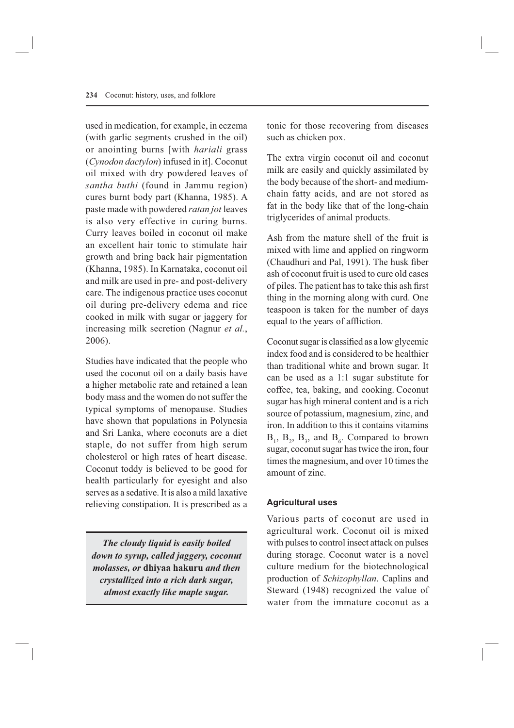used in medication, for example, in eczema (with garlic segments crushed in the oil) or anointing burns [with *hariali* grass (*Cynodon dactylon*) infused in it]. Coconut oil mixed with dry powdered leaves of *santha buthi* (found in Jammu region) cures burnt body part (Khanna, 1985). A paste made with powdered *ratan jot* leaves is also very effective in curing burns. Curry leaves boiled in coconut oil make an excellent hair tonic to stimulate hair growth and bring back hair pigmentation (Khanna, 1985). In Karnataka, coconut oil and milk are used in pre- and post-delivery care. The indigenous practice uses coconut oil during pre-delivery edema and rice cooked in milk with sugar or jaggery for increasing milk secretion (Nagnur *et al.*, 2006).

Studies have indicated that the people who used the coconut oil on a daily basis have a higher metabolic rate and retained a lean body mass and the women do not suffer the typical symptoms of menopause. Studies have shown that populations in Polynesia and Sri Lanka, where coconuts are a diet staple, do not suffer from high serum cholesterol or high rates of heart disease. Coconut toddy is believed to be good for health particularly for eyesight and also serves as a sedative. It is also a mild laxative relieving constipation. It is prescribed as a tonic for those recovering from diseases such as chicken pox.

> ***The cloudy liquid is easily boiled down to syrup, called jaggery, coconut molasses, or* dhiyaa hakuru *and then crystallized into a rich dark sugar, almost exactly like maple sugar.***

The extra virgin coconut oil and coconut milk are easily and quickly assimilated by the body because of the short- and medium-chain fatty acids, and are not stored as fat in the body like that of the long-chain triglycerides of animal products.

Ash from the mature shell of the fruit is mixed with lime and applied on ringworm (Chaudhuri and Pal, 1991). The husk fiber ash of coconut fruit is used to cure old cases of piles. The patient has to take this ash first thing in the morning along with curd. One teaspoon is taken for the number of days equal to the years of affliction.

Coconut sugar is classified as a low glycemic index food and is considered to be healthier than traditional white and brown sugar. It can be used as a 1:1 sugar substitute for coffee, tea, baking, and cooking. Coconut sugar has high mineral content and is a rich source of potassium, magnesium, zinc, and iron. In addition to this it contains vitamins $B_1$, $B_2$, $B_3$, and $B_6$. Compared to brown sugar, coconut sugar has twice the iron, four times the magnesium, and over 10 times the amount of zinc.

#### Agricultural uses

Various parts of coconut are used in agricultural work. Coconut oil is mixed with pulses to control insect attack on pulses during storage. Coconut water is a novel culture medium for the biotechnological production of *Schizophyllan*. Caplins and Steward (1948) recognized the value of water from the immature coconut as a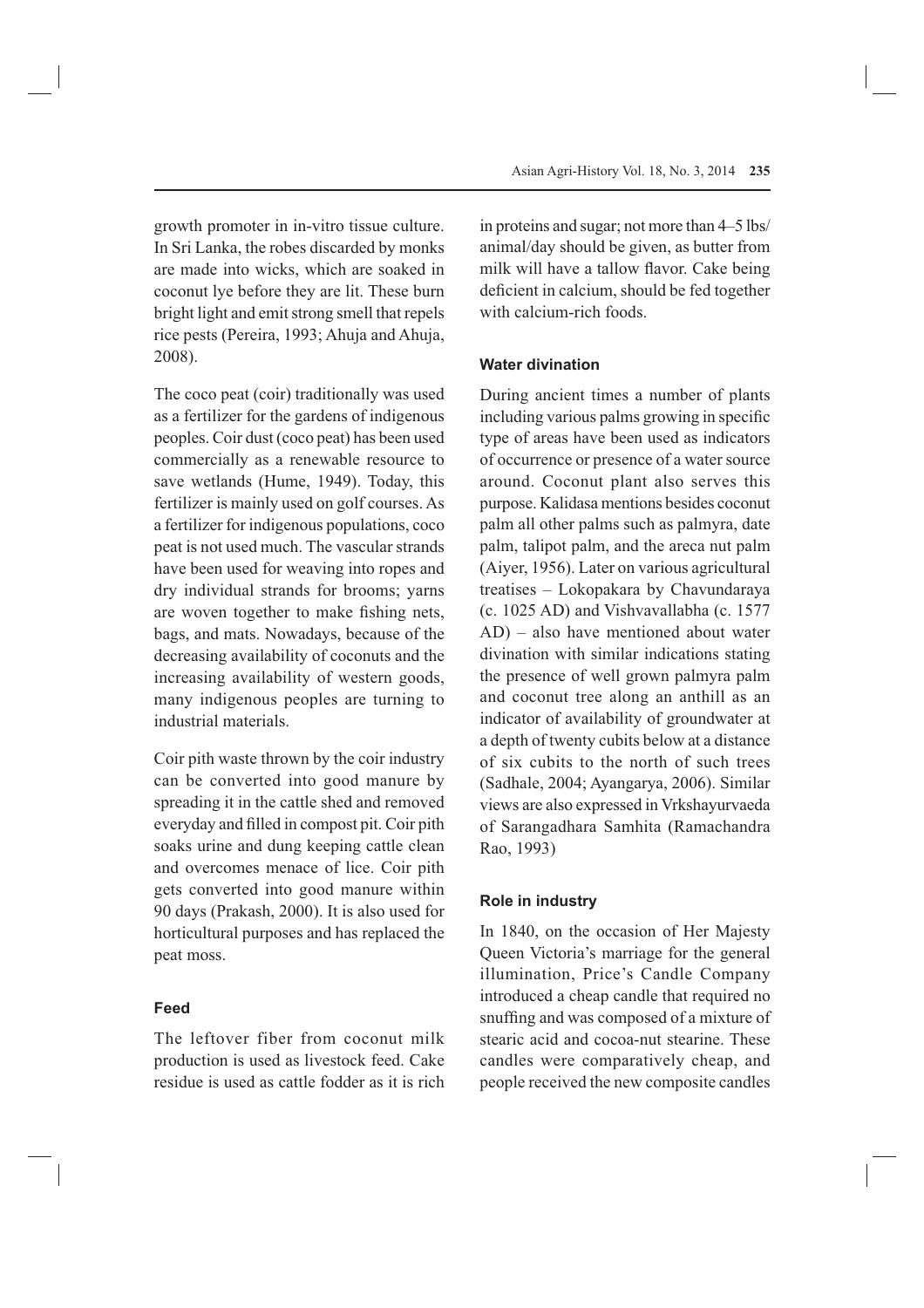growth promoter in in-vitro tissue culture. In Sri Lanka, the robes discarded by monks are made into wicks, which are soaked in coconut lye before they are lit. These burn bright light and emit strong smell that repels rice pests (Pereira, 1993; Ahuja and Ahuja, 2008).

The coco peat (coir) traditionally was used as a fertilizer for the gardens of indigenous peoples. Coir dust (coco peat) has been used commercially as a renewable resource to save wetlands (Hume, 1949). Today, this fertilizer is mainly used on golf courses. As a fertilizer for indigenous populations, coco peat is not used much. The vascular strands have been used for weaving into ropes and dry individual strands for brooms; yarns are woven together to make fishing nets, bags, and mats. Nowadays, because of the decreasing availability of coconuts and the increasing availability of western goods, many indigenous peoples are turning to industrial materials.

Coir pith waste thrown by the coir industry can be converted into good manure by spreading it in the cattle shed and removed everyday and filled in compost pit. Coir pith soaks urine and dung keeping cattle clean and overcomes menace of lice. Coir pith gets converted into good manure within 90 days (Prakash, 2000). It is also used for horticultural purposes and has replaced the peat moss.

#### Feed

The leftover fiber from coconut milk production is used as livestock feed. Cake residue is used as cattle fodder as it is rich in proteins and sugar; not more than 4–5 lbs/animal/day should be given, as butter from milk will have a tallow flavor. Cake being deficient in calcium, should be fed together with calcium-rich foods.

#### Water divination

During ancient times a number of plants including various palms growing in specific type of areas have been used as indicators of occurrence or presence of a water source around. Coconut plant also serves this purpose. Kalidasa mentions besides coconut palm all other palms such as palmyra, date palm, talipot palm, and the areca nut palm (Aiyer, 1956). Later on various agricultural treatises – Lokopakara by Chavundaraya (c. 1025 AD) and Vishvavallabha (c. 1577 AD) – also have mentioned about water divination with similar indications stating the presence of well grown palmyra palm and coconut tree along an anthill as an indicator of availability of groundwater at a depth of twenty cubits below at a distance of six cubits to the north of such trees (Sadhale, 2004; Ayangarya, 2006). Similar views are also expressed in Vrkshayurvaeda of Sarangadhara Samhita (Ramachandra Rao, 1993)

#### Role in industry

In 1840, on the occasion of Her Majesty Queen Victoria's marriage for the general illumination, Price's Candle Company introduced a cheap candle that required no snuffing and was composed of a mixture of stearic acid and cocoa-nut stearine. These candles were comparatively cheap, and people received the new composite candles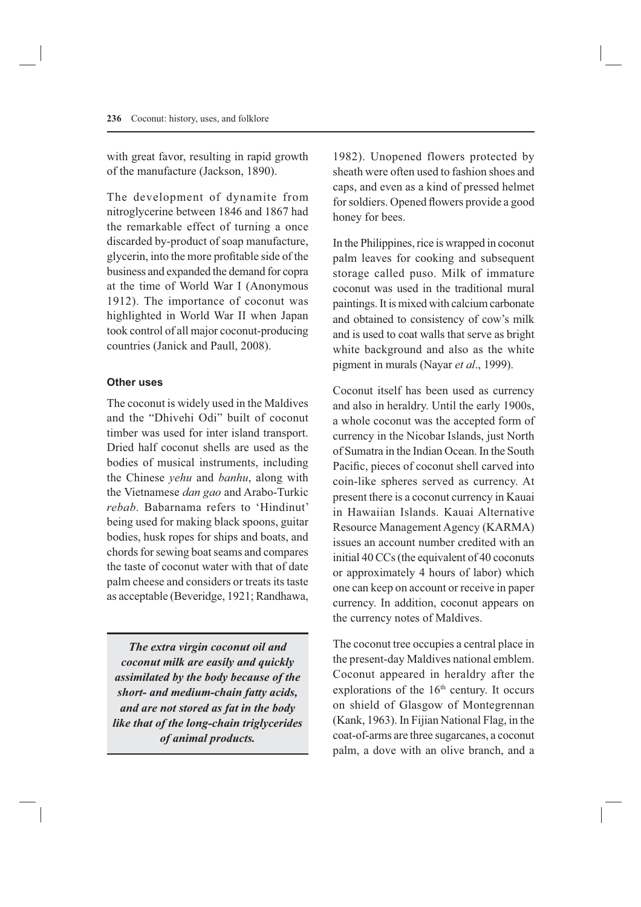with great favor, resulting in rapid growth of the manufacture (Jackson, 1890).

The development of dynamite from nitroglycerine between 1846 and 1867 had the remarkable effect of turning a once discarded by-product of soap manufacture, glycerin, into the more profitable side of the business and expanded the demand for copra at the time of World War I (Anonymous 1912). The importance of coconut was highlighted in World War II when Japan took control of all major coconut-producing countries (Janick and Paull, 2008).

### Other uses

The coconut is widely used in the Maldives and the "Dhivehi Odi" built of coconut timber was used for inter island transport. Dried half coconut shells are used as the bodies of musical instruments, including the Chinese *yehu* and *banhu*, along with the Vietnamese *dan gao* and Arabo-Turkic *rebab*. Babarnama refers to 'Hindinut' being used for making black spoons, guitar bodies, husk ropes for ships and boats, and chords for sewing boat seams and compares the taste of coconut water with that of date palm cheese and considers or treats its taste as acceptable (Beveridge, 1921; Randhawa, 1982). Unopened flowers protected by sheath were often used to fashion shoes and caps, and even as a kind of pressed helmet for soldiers. Opened flowers provide a good honey for bees.

> ***The extra virgin coconut oil and coconut milk are easily and quickly assimilated by the body because of the short- and medium-chain fatty acids, and are not stored as fat in the body like that of the long-chain triglycerides of animal products.***

In the Philippines, rice is wrapped in coconut palm leaves for cooking and subsequent storage called puso. Milk of immature coconut was used in the traditional mural paintings. It is mixed with calcium carbonate and obtained to consistency of cow's milk and is used to coat walls that serve as bright white background and also as the white pigment in murals (Nayar *et al*., 1999).

Coconut itself has been used as currency and also in heraldry. Until the early 1900s, a whole coconut was the accepted form of currency in the Nicobar Islands, just North of Sumatra in the Indian Ocean. In the South Pacific, pieces of coconut shell carved into coin-like spheres served as currency. At present there is a coconut currency in Kauai in Hawaiian Islands. Kauai Alternative Resource Management Agency (KARMA) issues an account number credited with an initial 40 CCs (the equivalent of 40 coconuts or approximately 4 hours of labor) which one can keep on account or receive in paper currency. In addition, coconut appears on the currency notes of Maldives.

The coconut tree occupies a central place in the present-day Maldives national emblem. Coconut appeared in heraldry after the explorations of the 16th century. It occurs on shield of Glasgow of Montegrennan (Kank, 1963). In Fijian National Flag, in the coat-of-arms are three sugarcanes, a coconut palm, a dove with an olive branch, and a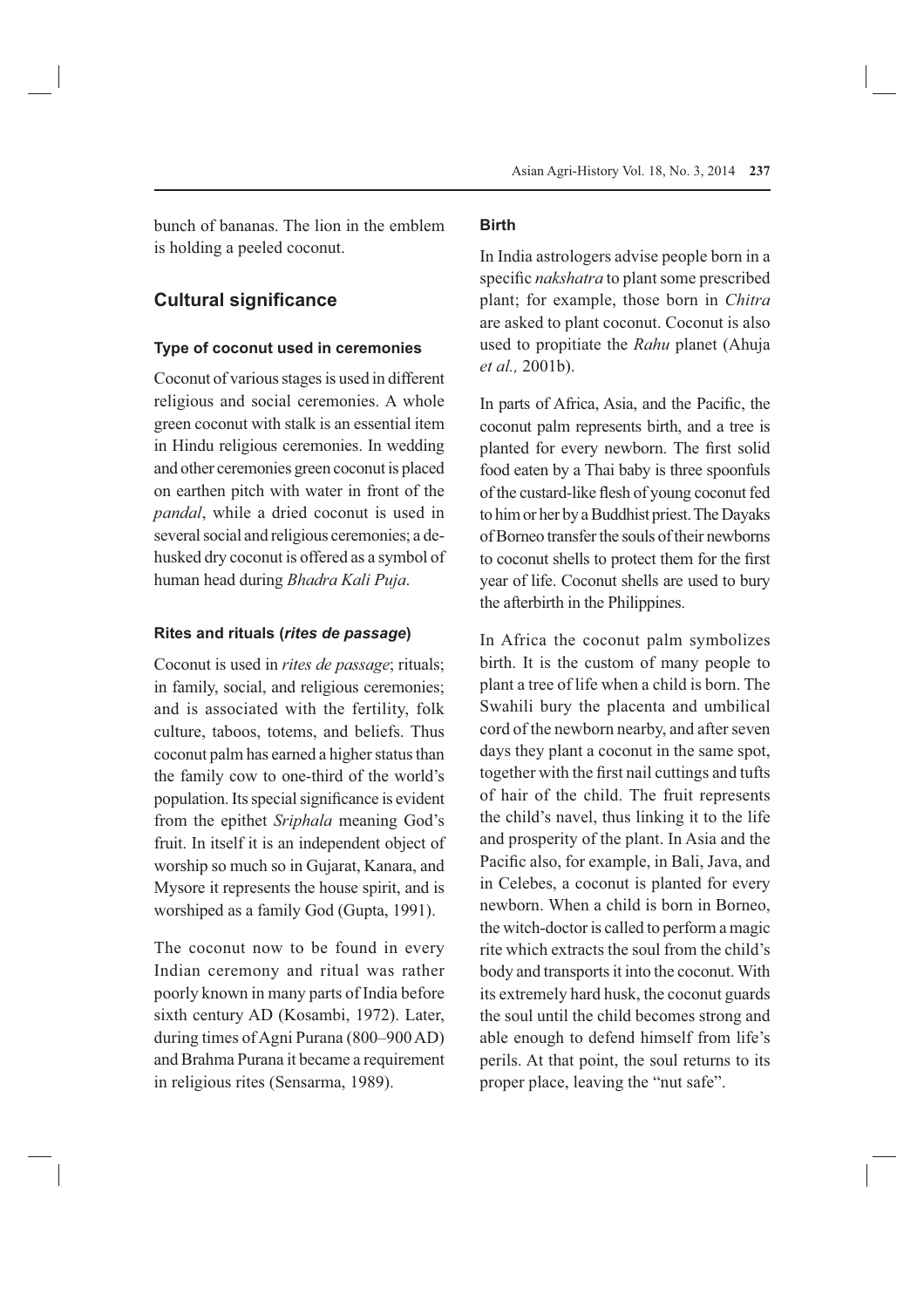bunch of bananas. The lion in the emblem is holding a peeled coconut.

## Cultural significance

### Type of coconut used in ceremonies

Coconut of various stages is used in different religious and social ceremonies. A whole green coconut with stalk is an essential item in Hindu religious ceremonies. In wedding and other ceremonies green coconut is placed on earthen pitch with water in front of the *pandal*, while a dried coconut is used in several social and religious ceremonies; a de-husked dry coconut is offered as a symbol of human head during *Bhadra Kali Puja*.

### Rites and rituals (*rites de passage*)

Coconut is used in *rites de passage*; rituals; in family, social, and religious ceremonies; and is associated with the fertility, folk culture, taboos, totems, and beliefs. Thus coconut palm has earned a higher status than the family cow to one-third of the world's population. Its special significance is evident from the epithet *Sriphala* meaning God's fruit. In itself it is an independent object of worship so much so in Gujarat, Kanara, and Mysore it represents the house spirit, and is worshiped as a family God (Gupta, 1991).

The coconut now to be found in every Indian ceremony and ritual was rather poorly known in many parts of India before sixth century AD (Kosambi, 1972). Later, during times of Agni Purana (800–900 AD) and Brahma Purana it became a requirement in religious rites (Sensarma, 1989).

### Birth

In India astrologers advise people born in a specific *nakshatra* to plant some prescribed plant; for example, those born in *Chitra* are asked to plant coconut. Coconut is also used to propitiate the *Rahu* planet (Ahuja *et al.,* 2001b).

In parts of Africa, Asia, and the Pacific, the coconut palm represents birth, and a tree is planted for every newborn. The first solid food eaten by a Thai baby is three spoonfuls of the custard-like flesh of young coconut fed to him or her by a Buddhist priest. The Dayaks of Borneo transfer the souls of their newborns to coconut shells to protect them for the first year of life. Coconut shells are used to bury the afterbirth in the Philippines.

In Africa the coconut palm symbolizes birth. It is the custom of many people to plant a tree of life when a child is born. The Swahili bury the placenta and umbilical cord of the newborn nearby, and after seven days they plant a coconut in the same spot, together with the first nail cuttings and tufts of hair of the child. The fruit represents the child's navel, thus linking it to the life and prosperity of the plant. In Asia and the Pacific also, for example, in Bali, Java, and in Celebes, a coconut is planted for every newborn. When a child is born in Borneo, the witch-doctor is called to perform a magic rite which extracts the soul from the child's body and transports it into the coconut. With its extremely hard husk, the coconut guards the soul until the child becomes strong and able enough to defend himself from life's perils. At that point, the soul returns to its proper place, leaving the "nut safe".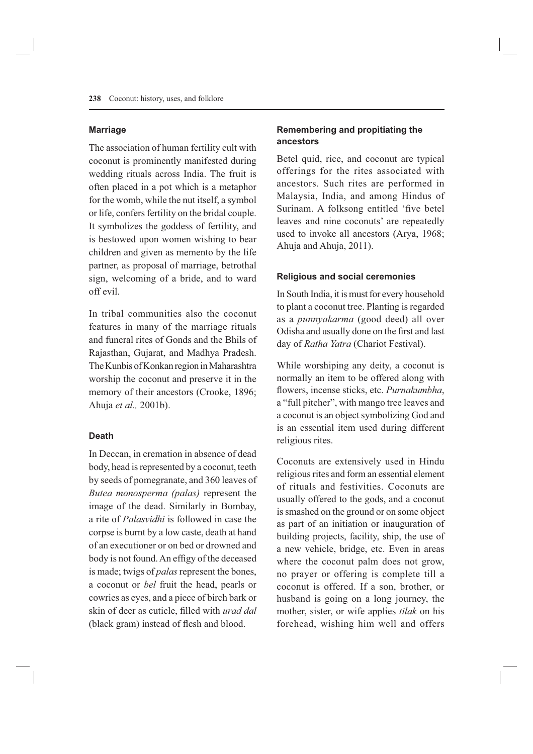## Marriage

The association of human fertility cult with coconut is prominently manifested during wedding rituals across India. The fruit is often placed in a pot which is a metaphor for the womb, while the nut itself, a symbol or life, confers fertility on the bridal couple. It symbolizes the goddess of fertility, and is bestowed upon women wishing to bear children and given as memento by the life partner, as proposal of marriage, betrothal sign, welcoming of a bride, and to ward off evil.

In tribal communities also the coconut features in many of the marriage rituals and funeral rites of Gonds and the Bhils of Rajasthan, Gujarat, and Madhya Pradesh. The Kunbis of Konkan region in Maharashtra worship the coconut and preserve it in the memory of their ancestors (Crooke, 1896; Ahuja *et al.,* 2001b).

## Death

In Deccan, in cremation in absence of dead body, head is represented by a coconut, teeth by seeds of pomegranate, and 360 leaves of *Butea monosperma (palas)* represent the image of the dead. Similarly in Bombay, a rite of *Palasvidhi* is followed in case the corpse is burnt by a low caste, death at hand of an executioner or on bed or drowned and body is not found. An effigy of the deceased is made; twigs of *palas* represent the bones, a coconut or *bel* fruit the head, pearls or cowries as eyes, and a piece of birch bark or skin of deer as cuticle, filled with *urad dal* (black gram) instead of flesh and blood.

## Remembering and propitiating the ancestors

Betel quid, rice, and coconut are typical offerings for the rites associated with ancestors. Such rites are performed in Malaysia, India, and among Hindus of Surinam. A folksong entitled 'five betel leaves and nine coconuts' are repeatedly used to invoke all ancestors (Arya, 1968; Ahuja and Ahuja, 2011).

## Religious and social ceremonies

In South India, it is must for every household to plant a coconut tree. Planting is regarded as a *punnyakarma* (good deed) all over Odisha and usually done on the first and last day of *Ratha Yatra* (Chariot Festival).

While worshiping any deity, a coconut is normally an item to be offered along with flowers, incense sticks, etc. *Purnakumbha*, a "full pitcher", with mango tree leaves and a coconut is an object symbolizing God and is an essential item used during different religious rites.

Coconuts are extensively used in Hindu religious rites and form an essential element of rituals and festivities. Coconuts are usually offered to the gods, and a coconut is smashed on the ground or on some object as part of an initiation or inauguration of building projects, facility, ship, the use of a new vehicle, bridge, etc. Even in areas where the coconut palm does not grow, no prayer or offering is complete till a coconut is offered. If a son, brother, or husband is going on a long journey, the mother, sister, or wife applies *tilak* on his forehead, wishing him well and offers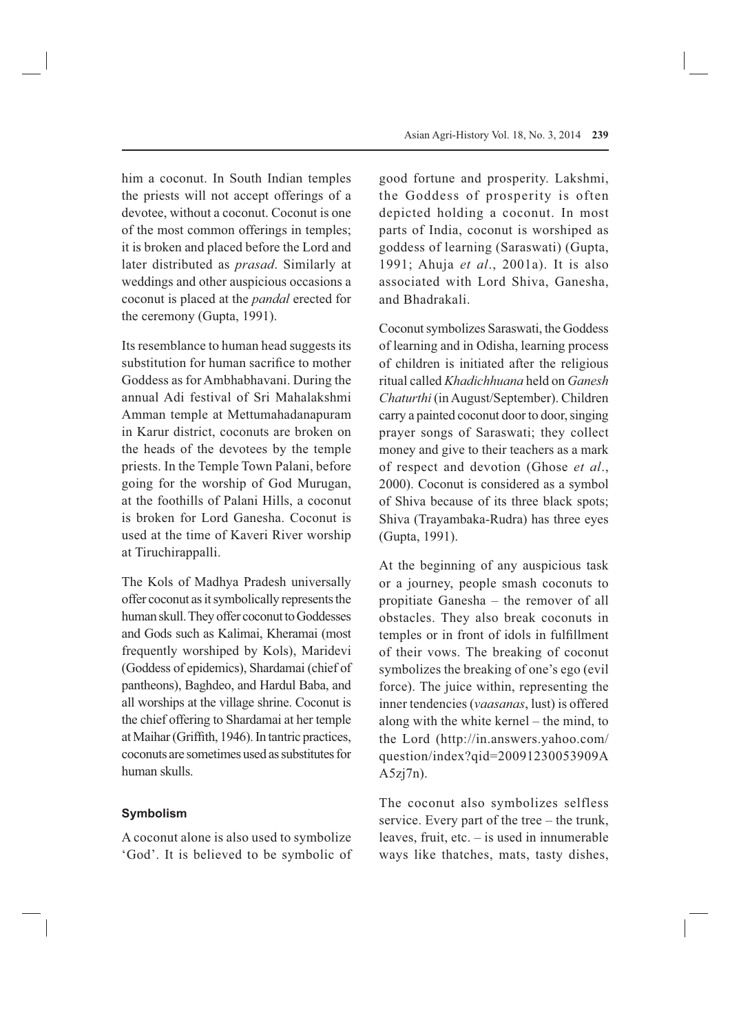him a coconut. In South Indian temples the priests will not accept offerings of a devotee, without a coconut. Coconut is one of the most common offerings in temples; it is broken and placed before the Lord and later distributed as *prasad*. Similarly at weddings and other auspicious occasions a coconut is placed at the *pandal* erected for the ceremony (Gupta, 1991).

Its resemblance to human head suggests its substitution for human sacrifice to mother Goddess as for Ambhabhavani. During the annual Adi festival of Sri Mahalakshmi Amman temple at Mettumahadanapuram in Karur district, coconuts are broken on the heads of the devotees by the temple priests. In the Temple Town Palani, before going for the worship of God Murugan, at the foothills of Palani Hills, a coconut is broken for Lord Ganesha. Coconut is used at the time of Kaveri River worship at Tiruchirappalli.

The Kols of Madhya Pradesh universally offer coconut as it symbolically represents the human skull. They offer coconut to Goddesses and Gods such as Kalimai, Kheramai (most frequently worshiped by Kols), Maridevi (Goddess of epidemics), Shardamai (chief of pantheons), Baghdeo, and Hardul Baba, and all worships at the village shrine. Coconut is the chief offering to Shardamai at her temple at Maihar (Griffith, 1946). In tantric practices, coconuts are sometimes used as substitutes for human skulls.

#### Symbolism

A coconut alone is also used to symbolize 'God'. It is believed to be symbolic of good fortune and prosperity. Lakshmi, the Goddess of prosperity is often depicted holding a coconut. In most parts of India, coconut is worshiped as goddess of learning (Saraswati) (Gupta, 1991; Ahuja *et al*., 2001a). It is also associated with Lord Shiva, Ganesha, and Bhadrakali.

Coconut symbolizes Saraswati, the Goddess of learning and in Odisha, learning process of children is initiated after the religious ritual called *Khadichhuana* held on *Ganesh Chaturthi* (in August/September). Children carry a painted coconut door to door, singing prayer songs of Saraswati; they collect money and give to their teachers as a mark of respect and devotion (Ghose *et al*., 2000). Coconut is considered as a symbol of Shiva because of its three black spots; Shiva (Trayambaka-Rudra) has three eyes (Gupta, 1991).

At the beginning of any auspicious task or a journey, people smash coconuts to propitiate Ganesha – the remover of all obstacles. They also break coconuts in temples or in front of idols in fulfillment of their vows. The breaking of coconut symbolizes the breaking of one's ego (evil force). The juice within, representing the inner tendencies (*vaasanas*, lust) is offered along with the white kernel – the mind, to the Lord (http://in.answers.yahoo.com/question/index?qid=20091230053909AA5zj7n).

The coconut also symbolizes selfless service. Every part of the tree – the trunk, leaves, fruit, etc. – is used in innumerable ways like thatches, mats, tasty dishes,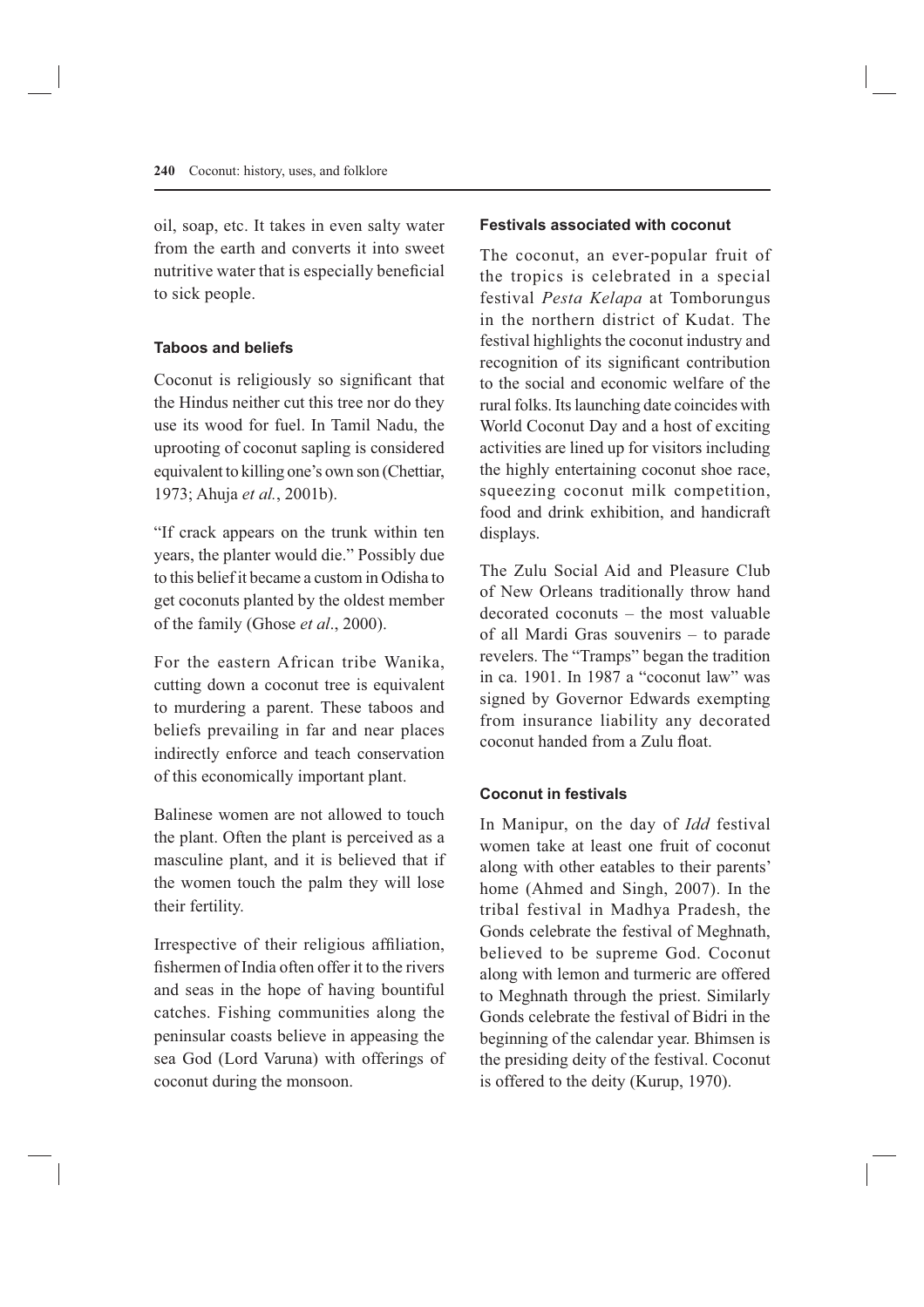oil, soap, etc. It takes in even salty water from the earth and converts it into sweet nutritive water that is especially beneficial to sick people.

### Taboos and beliefs

Coconut is religiously so significant that the Hindus neither cut this tree nor do they use its wood for fuel. In Tamil Nadu, the uprooting of coconut sapling is considered equivalent to killing one's own son (Chettiar, 1973; Ahuja *et al.*, 2001b).

"If crack appears on the trunk within ten years, the planter would die." Possibly due to this belief it became a custom in Odisha to get coconuts planted by the oldest member of the family (Ghose *et al*., 2000).

For the eastern African tribe Wanika, cutting down a coconut tree is equivalent to murdering a parent. These taboos and beliefs prevailing in far and near places indirectly enforce and teach conservation of this economically important plant.

Balinese women are not allowed to touch the plant. Often the plant is perceived as a masculine plant, and it is believed that if the women touch the palm they will lose their fertility.

Irrespective of their religious affiliation, fishermen of India often offer it to the rivers and seas in the hope of having bountiful catches. Fishing communities along the peninsular coasts believe in appeasing the sea God (Lord Varuna) with offerings of coconut during the monsoon.

### Festivals associated with coconut

The coconut, an ever-popular fruit of the tropics is celebrated in a special festival *Pesta Kelapa* at Tomborungus in the northern district of Kudat. The festival highlights the coconut industry and recognition of its significant contribution to the social and economic welfare of the rural folks. Its launching date coincides with World Coconut Day and a host of exciting activities are lined up for visitors including the highly entertaining coconut shoe race, squeezing coconut milk competition, food and drink exhibition, and handicraft displays.

The Zulu Social Aid and Pleasure Club of New Orleans traditionally throw hand decorated coconuts – the most valuable of all Mardi Gras souvenirs – to parade revelers. The "Tramps" began the tradition in ca. 1901. In 1987 a "coconut law" was signed by Governor Edwards exempting from insurance liability any decorated coconut handed from a Zulu float.

### Coconut in festivals

In Manipur, on the day of *Idd* festival women take at least one fruit of coconut along with other eatables to their parents' home (Ahmed and Singh, 2007). In the tribal festival in Madhya Pradesh, the Gonds celebrate the festival of Meghnath, believed to be supreme God. Coconut along with lemon and turmeric are offered to Meghnath through the priest. Similarly Gonds celebrate the festival of Bidri in the beginning of the calendar year. Bhimsen is the presiding deity of the festival. Coconut is offered to the deity (Kurup, 1970).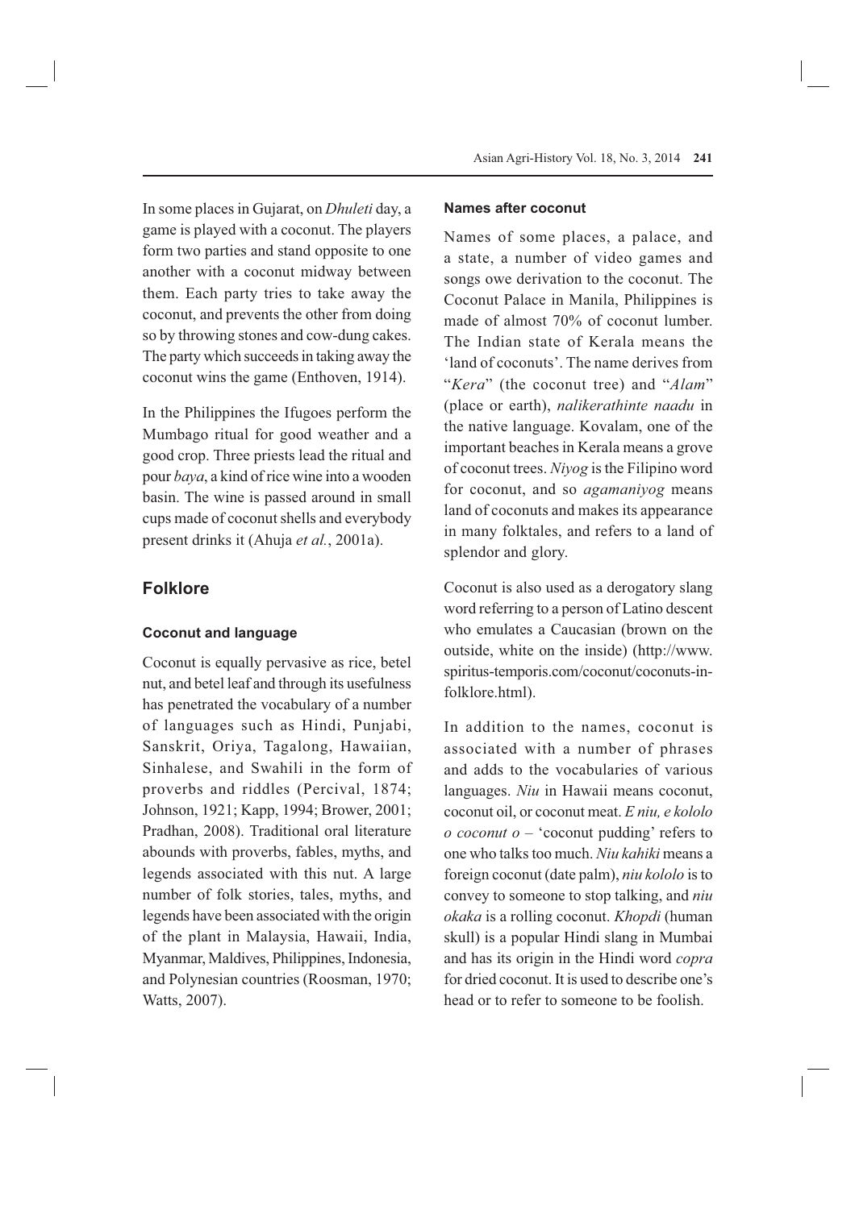In some places in Gujarat, on *Dhuleti* day, a game is played with a coconut. The players form two parties and stand opposite to one another with a coconut midway between them. Each party tries to take away the coconut, and prevents the other from doing so by throwing stones and cow-dung cakes. The party which succeeds in taking away the coconut wins the game (Enthoven, 1914).

In the Philippines the Ifugoes perform the Mumbago ritual for good weather and a good crop. Three priests lead the ritual and pour *baya*, a kind of rice wine into a wooden basin. The wine is passed around in small cups made of coconut shells and everybody present drinks it (Ahuja *et al.*, 2001a).

## Folklore

### Coconut and language

Coconut is equally pervasive as rice, betel nut, and betel leaf and through its usefulness has penetrated the vocabulary of a number of languages such as Hindi, Punjabi, Sanskrit, Oriya, Tagalong, Hawaiian, Sinhalese, and Swahili in the form of proverbs and riddles (Percival, 1874; Johnson, 1921; Kapp, 1994; Brower, 2001; Pradhan, 2008). Traditional oral literature abounds with proverbs, fables, myths, and legends associated with this nut. A large number of folk stories, tales, myths, and legends have been associated with the origin of the plant in Malaysia, Hawaii, India, Myanmar, Maldives, Philippines, Indonesia, and Polynesian countries (Roosman, 1970; Watts, 2007).

### Names after coconut

Names of some places, a palace, and a state, a number of video games and songs owe derivation to the coconut. The Coconut Palace in Manila, Philippines is made of almost 70% of coconut lumber. The Indian state of Kerala means the 'land of coconuts'. The name derives from "*Kera*" (the coconut tree) and "*Alam*" (place or earth), *nalikerathinte naadu* in the native language. Kovalam, one of the important beaches in Kerala means a grove of coconut trees. *Niyog* is the Filipino word for coconut, and so *agamaniyog* means land of coconuts and makes its appearance in many folktales, and refers to a land of splendor and glory.

Coconut is also used as a derogatory slang word referring to a person of Latino descent who emulates a Caucasian (brown on the outside, white on the inside) (http://www.spiritus-temporis.com/coconut/coconuts-in-folklore.html).

In addition to the names, coconut is associated with a number of phrases and adds to the vocabularies of various languages. *Niu* in Hawaii means coconut, coconut oil, or coconut meat. *E niu, e kololo o coconut o* – 'coconut pudding' refers to one who talks too much. *Niu kahiki* means a foreign coconut (date palm), *niu kololo* is to convey to someone to stop talking, and *niu okaka* is a rolling coconut. *Khopdi* (human skull) is a popular Hindi slang in Mumbai and has its origin in the Hindi word *copra* for dried coconut. It is used to describe one's head or to refer to someone to be foolish.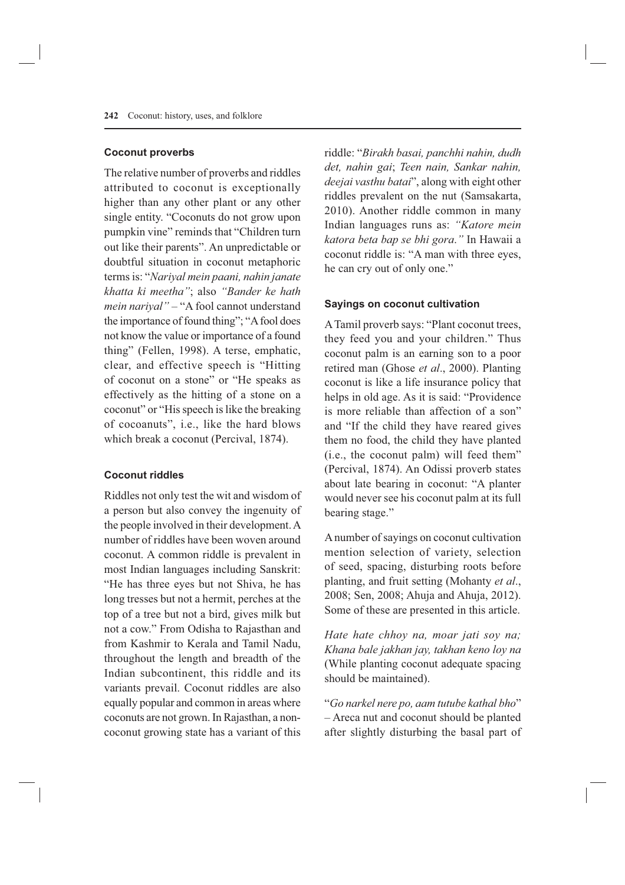### Coconut proverbs

The relative number of proverbs and riddles attributed to coconut is exceptionally higher than any other plant or any other single entity. "Coconuts do not grow upon pumpkin vine" reminds that "Children turn out like their parents". An unpredictable or doubtful situation in coconut metaphoric terms is: "*Nariyal mein paani, nahin janate khatta ki meetha"*; also *"Bander ke hath mein nariyal"* – "A fool cannot understand the importance of found thing"; "A fool does not know the value or importance of a found thing" (Fellen, 1998). A terse, emphatic, clear, and effective speech is "Hitting of coconut on a stone" or "He speaks as effectively as the hitting of a stone on a coconut" or "His speech is like the breaking of cocoanuts", i.e., like the hard blows which break a coconut (Percival, 1874).

### Coconut riddles

Riddles not only test the wit and wisdom of a person but also convey the ingenuity of the people involved in their development. A number of riddles have been woven around coconut. A common riddle is prevalent in most Indian languages including Sanskrit: "He has three eyes but not Shiva, he has long tresses but not a hermit, perches at the top of a tree but not a bird, gives milk but not a cow." From Odisha to Rajasthan and from Kashmir to Kerala and Tamil Nadu, throughout the length and breadth of the Indian subcontinent, this riddle and its variants prevail. Coconut riddles are also equally popular and common in areas where coconuts are not grown. In Rajasthan, a non-coconut growing state has a variant of this riddle: "*Birakh basai, panchhi nahin, dudh det, nahin gai*; *Teen nain, Sankar nahin, deejai vasthu batai*", along with eight other riddles prevalent on the nut (Samsakarta, 2010). Another riddle common in many Indian languages runs as: *"Katore mein katora beta bap se bhi gora."* In Hawaii a coconut riddle is: "A man with three eyes, he can cry out of only one."

### Sayings on coconut cultivation

A Tamil proverb says: "Plant coconut trees, they feed you and your children." Thus coconut palm is an earning son to a poor retired man (Ghose *et al*., 2000). Planting coconut is like a life insurance policy that helps in old age. As it is said: "Providence is more reliable than affection of a son" and "If the child they have reared gives them no food, the child they have planted (i.e., the coconut palm) will feed them" (Percival, 1874). An Odissi proverb states about late bearing in coconut: "A planter would never see his coconut palm at its full bearing stage."

A number of sayings on coconut cultivation mention selection of variety, selection of seed, spacing, disturbing roots before planting, and fruit setting (Mohanty *et al*., 2008; Sen, 2008; Ahuja and Ahuja, 2012). Some of these are presented in this article.

*Hate hate chhoy na, moar jati soy na; Khana bale jakhan jay, takhan keno loy na* (While planting coconut adequate spacing should be maintained).

"*Go narkel nere po, aam tutube kathal bho*" – Areca nut and coconut should be planted after slightly disturbing the basal part of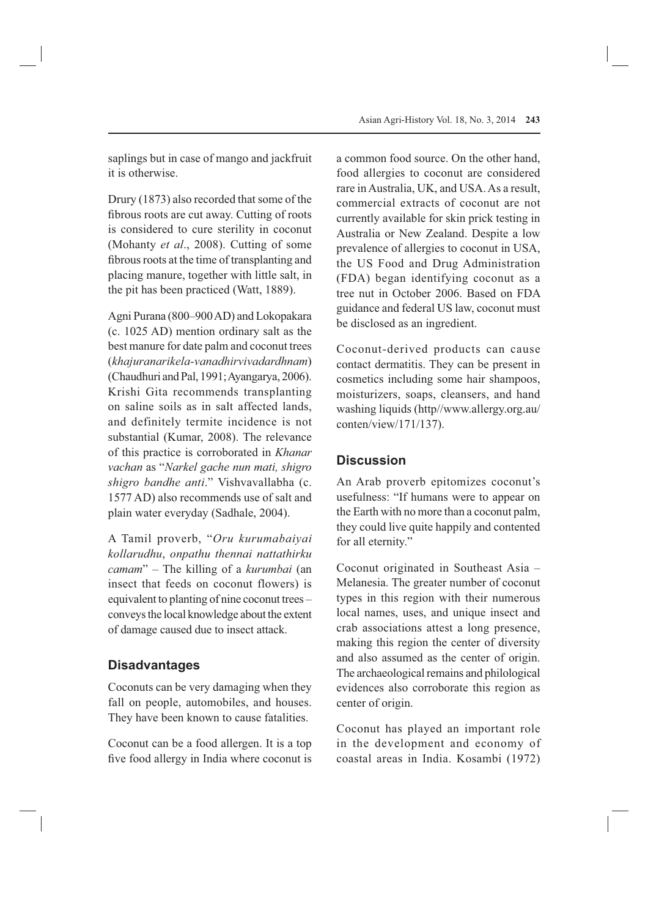saplings but in case of mango and jackfruit it is otherwise.

Drury (1873) also recorded that some of the fibrous roots are cut away. Cutting of roots is considered to cure sterility in coconut (Mohanty *et al*., 2008). Cutting of some fibrous roots at the time of transplanting and placing manure, together with little salt, in the pit has been practiced (Watt, 1889).

Agni Purana (800–900 AD) and Lokopakara (c. 1025 AD) mention ordinary salt as the best manure for date palm and coconut trees (*khajuranarikela-vanadhirvivadardhnam*) (Chaudhuri and Pal, 1991; Ayangarya, 2006). Krishi Gita recommends transplanting on saline soils as in salt affected lands, and definitely termite incidence is not substantial (Kumar, 2008). The relevance of this practice is corroborated in *Khanar vachan* as "*Narkel gache nun mati, shigro shigro bandhe anti*." Vishvavallabha (c. 1577 AD) also recommends use of salt and plain water everyday (Sadhale, 2004).

A Tamil proverb, "*Oru kurumabaiyai kollarudhu*, *onpathu thennai nattathirku camam*" – The killing of a *kurumbai* (an insect that feeds on coconut flowers) is equivalent to planting of nine coconut trees – conveys the local knowledge about the extent of damage caused due to insect attack.

## Disadvantages

Coconuts can be very damaging when they fall on people, automobiles, and houses. They have been known to cause fatalities.

Coconut can be a food allergen. It is a top five food allergy in India where coconut is a common food source. On the other hand, food allergies to coconut are considered rare in Australia, UK, and USA. As a result, commercial extracts of coconut are not currently available for skin prick testing in Australia or New Zealand. Despite a low prevalence of allergies to coconut in USA, the US Food and Drug Administration (FDA) began identifying coconut as a tree nut in October 2006. Based on FDA guidance and federal US law, coconut must be disclosed as an ingredient.

Coconut-derived products can cause contact dermatitis. They can be present in cosmetics including some hair shampoos, moisturizers, soaps, cleansers, and hand washing liquids (http//www.allergy.org.au/conten/view/171/137).

## Discussion

An Arab proverb epitomizes coconut's usefulness: "If humans were to appear on the Earth with no more than a coconut palm, they could live quite happily and contented for all eternity."

Coconut originated in Southeast Asia – Melanesia. The greater number of coconut types in this region with their numerous local names, uses, and unique insect and crab associations attest a long presence, making this region the center of diversity and also assumed as the center of origin. The archaeological remains and philological evidences also corroborate this region as center of origin.

Coconut has played an important role in the development and economy of coastal areas in India. Kosambi (1972)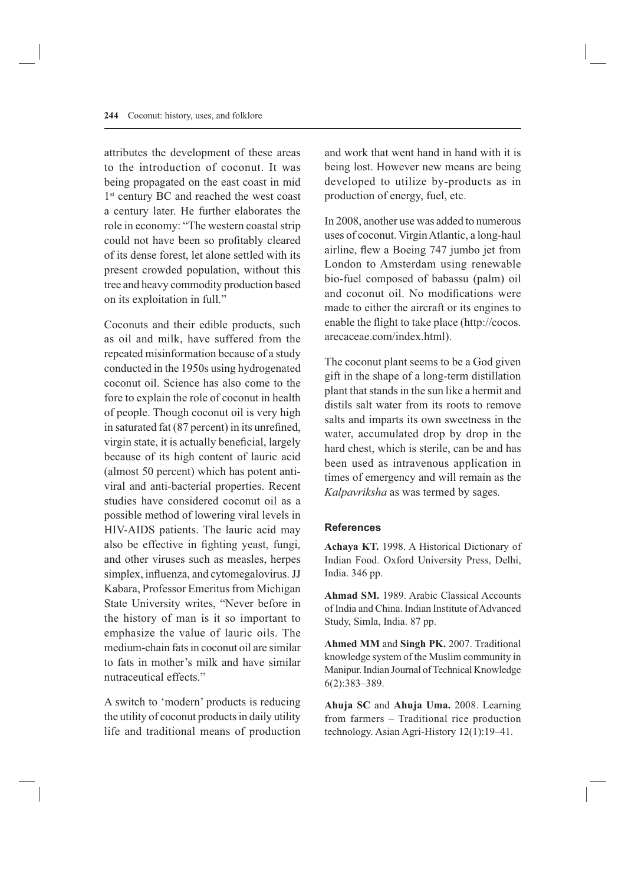attributes the development of these areas to the introduction of coconut. It was being propagated on the east coast in mid 1st century BC and reached the west coast a century later. He further elaborates the role in economy: "The western coastal strip could not have been so profitably cleared of its dense forest, let alone settled with its present crowded population, without this tree and heavy commodity production based on its exploitation in full."

Coconuts and their edible products, such as oil and milk, have suffered from the repeated misinformation because of a study conducted in the 1950s using hydrogenated coconut oil. Science has also come to the fore to explain the role of coconut in health of people. Though coconut oil is very high in saturated fat (87 percent) in its unrefined, virgin state, it is actually beneficial, largely because of its high content of lauric acid (almost 50 percent) which has potent anti-viral and anti-bacterial properties. Recent studies have considered coconut oil as a possible method of lowering viral levels in HIV-AIDS patients. The lauric acid may also be effective in fighting yeast, fungi, and other viruses such as measles, herpes simplex, influenza, and cytomegalovirus. JJ Kabara, Professor Emeritus from Michigan State University writes, "Never before in the history of man is it so important to emphasize the value of lauric oils. The medium-chain fats in coconut oil are similar to fats in mother's milk and have similar nutraceutical effects."

A switch to 'modern' products is reducing the utility of coconut products in daily utility life and traditional means of production and work that went hand in hand with it is being lost. However new means are being developed to utilize by-products as in production of energy, fuel, etc.

In 2008, another use was added to numerous uses of coconut. Virgin Atlantic, a long-haul airline, flew a Boeing 747 jumbo jet from London to Amsterdam using renewable bio-fuel composed of babassu (palm) oil and coconut oil. No modifications were made to either the aircraft or its engines to enable the flight to take place (http://cocos.arecaceae.com/index.html).

The coconut plant seems to be a God given gift in the shape of a long-term distillation plant that stands in the sun like a hermit and distils salt water from its roots to remove salts and imparts its own sweetness in the water, accumulated drop by drop in the hard chest, which is sterile, can be and has been used as intravenous application in times of emergency and will remain as the *Kalpavriksha* as was termed by sages.

## References

**Achaya KT.** 1998. A Historical Dictionary of Indian Food. Oxford University Press, Delhi, India. 346 pp.

**Ahmad SM.** 1989. Arabic Classical Accounts of India and China. Indian Institute of Advanced Study, Simla, India. 87 pp.

**Ahmed MM** and **Singh PK.** 2007. Traditional knowledge system of the Muslim community in Manipur. Indian Journal of Technical Knowledge 6(2):383–389.

**Ahuja SC** and **Ahuja Uma.** 2008. Learning from farmers – Traditional rice production technology. Asian Agri-History 12(1):19–41.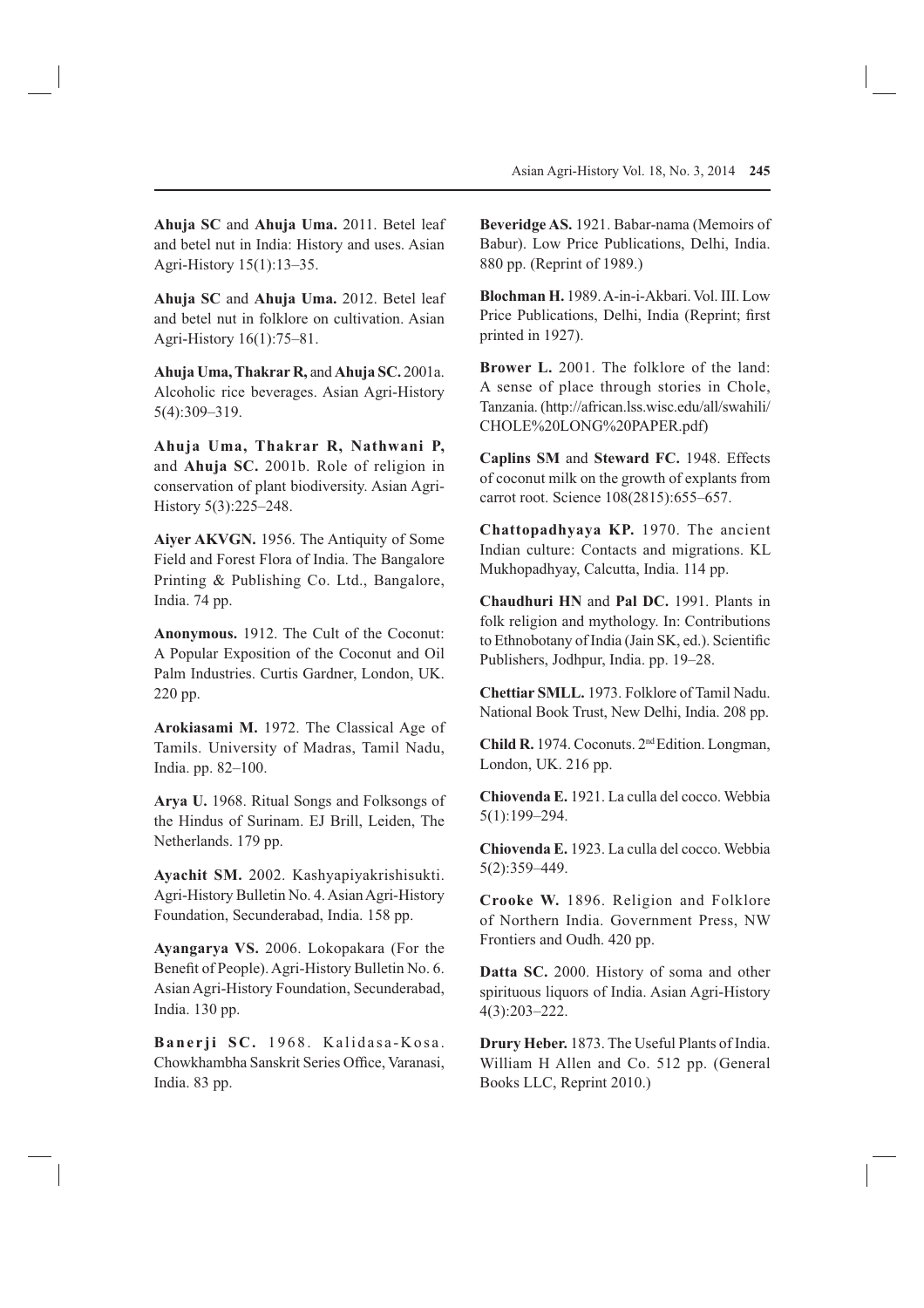**Ahuja SC** and **Ahuja Uma.** 2011. Betel leaf and betel nut in India: History and uses. Asian Agri-History 15(1):13–35.

**Ahuja SC** and **Ahuja Uma.** 2012. Betel leaf and betel nut in folklore on cultivation. Asian Agri-History 16(1):75–81.

**Ahuja Uma, Thakrar R,** and **Ahuja SC.** 2001a. Alcoholic rice beverages. Asian Agri-History 5(4):309–319.

**Ahuja Uma, Thakrar R, Nathwani P,** and **Ahuja SC.** 2001b. Role of religion in conservation of plant biodiversity. Asian Agri-History 5(3):225–248.

**Aiyer AKVGN.** 1956. The Antiquity of Some Field and Forest Flora of India. The Bangalore Printing & Publishing Co. Ltd., Bangalore, India. 74 pp.

**Anonymous.** 1912. The Cult of the Coconut: A Popular Exposition of the Coconut and Oil Palm Industries. Curtis Gardner, London, UK. 220 pp.

**Arokiasami M.** 1972. The Classical Age of Tamils. University of Madras, Tamil Nadu, India. pp. 82–100.

**Arya U.** 1968. Ritual Songs and Folksongs of the Hindus of Surinam. EJ Brill, Leiden, The Netherlands. 179 pp.

**Ayachit SM.** 2002. Kashyapiyakrishisukti. Agri-History Bulletin No. 4. Asian Agri-History Foundation, Secunderabad, India. 158 pp.

**Ayangarya VS.** 2006. Lokopakara (For the Benefit of People). Agri-History Bulletin No. 6. Asian Agri-History Foundation, Secunderabad, India. 130 pp.

**Banerji SC.** 1968. Kalidasa-Kosa. Chowkhambha Sanskrit Series Office, Varanasi, India. 83 pp.

**Beveridge AS.** 1921. Babar-nama (Memoirs of Babur). Low Price Publications, Delhi, India. 880 pp. (Reprint of 1989.)

**Blochman H.** 1989. A-in-i-Akbari. Vol. III. Low Price Publications, Delhi, India (Reprint; first printed in 1927).

**Brower L.** 2001. The folklore of the land: A sense of place through stories in Chole, Tanzania. (http://african.lss.wisc.edu/all/swahili/CHOLE%20LONG%20PAPER.pdf)

**Caplins SM** and **Steward FC.** 1948. Effects of coconut milk on the growth of explants from carrot root. Science 108(2815):655–657.

**Chattopadhyaya KP.** 1970. The ancient Indian culture: Contacts and migrations. KL Mukhopadhyay, Calcutta, India. 114 pp.

**Chaudhuri HN** and **Pal DC.** 1991. Plants in folk religion and mythology. In: Contributions to Ethnobotany of India (Jain SK, ed.). Scientific Publishers, Jodhpur, India. pp. 19–28.

**Chettiar SMLL.** 1973. Folklore of Tamil Nadu. National Book Trust, New Delhi, India. 208 pp.

**Child R.** 1974. Coconuts. 2nd Edition. Longman, London, UK. 216 pp.

**Chiovenda E.** 1921. La culla del cocco. Webbia 5(1):199–294.

**Chiovenda E.** 1923. La culla del cocco. Webbia 5(2):359–449.

**Crooke W.** 1896. Religion and Folklore of Northern India. Government Press, NW Frontiers and Oudh. 420 pp.

**Datta SC.** 2000. History of soma and other spirituous liquors of India. Asian Agri-History 4(3):203–222.

**Drury Heber.** 1873. The Useful Plants of India. William H Allen and Co. 512 pp. (General Books LLC, Reprint 2010.)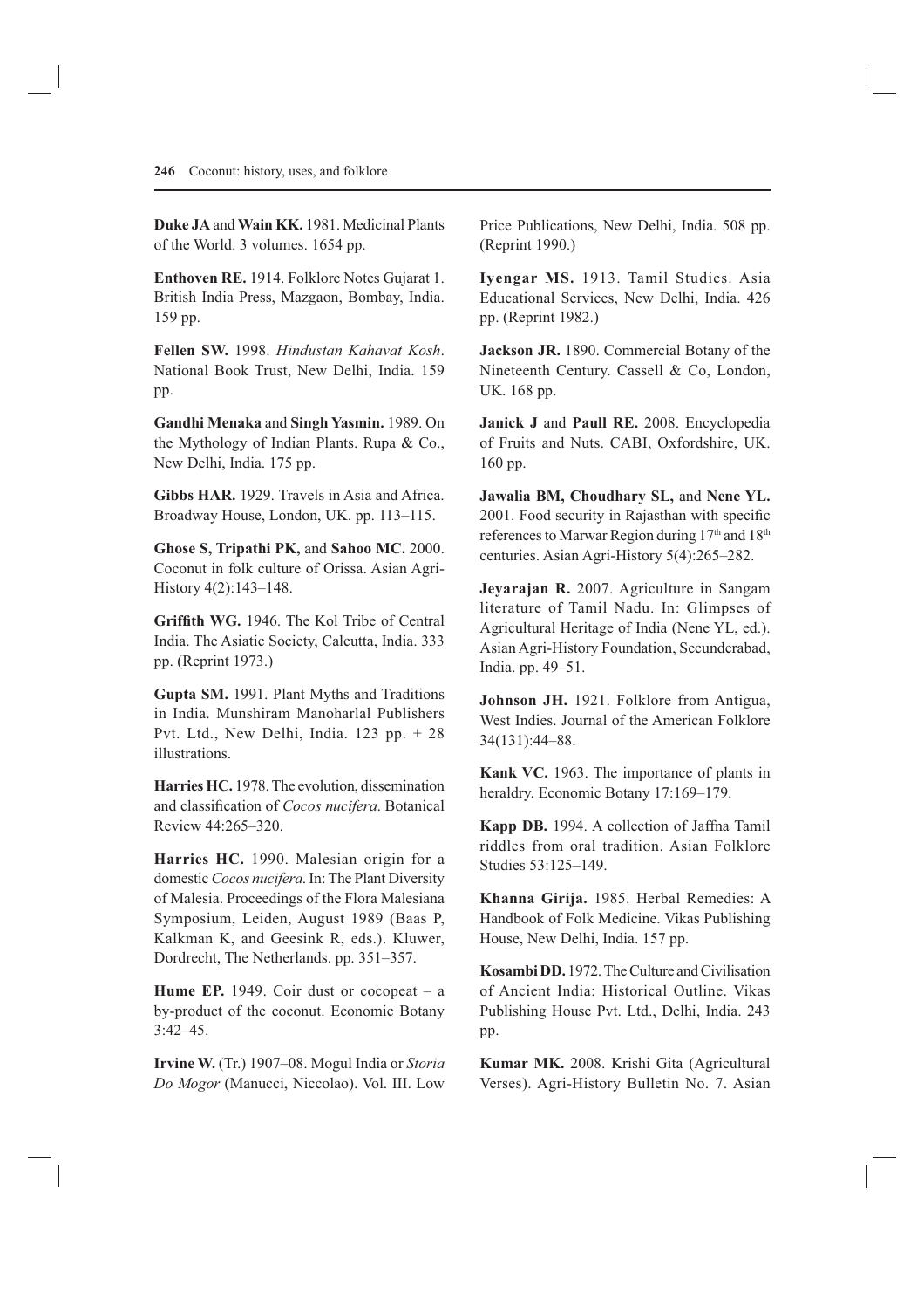**Duke JA** and **Wain KK.** 1981. Medicinal Plants of the World. 3 volumes. 1654 pp.

**Enthoven RE.** 1914. Folklore Notes Gujarat 1. British India Press, Mazgaon, Bombay, India. 159 pp.

**Fellen SW.** 1998. *Hindustan Kahavat Kosh*. National Book Trust, New Delhi, India. 159 pp.

**Gandhi Menaka** and **Singh Yasmin.** 1989. On the Mythology of Indian Plants. Rupa & Co., New Delhi, India. 175 pp.

**Gibbs HAR.** 1929. Travels in Asia and Africa. Broadway House, London, UK. pp. 113–115.

**Ghose S, Tripathi PK,** and **Sahoo MC.** 2000. Coconut in folk culture of Orissa. Asian Agri-History 4(2):143–148.

**Griffith WG.** 1946. The Kol Tribe of Central India. The Asiatic Society, Calcutta, India. 333 pp. (Reprint 1973.)

**Gupta SM.** 1991. Plant Myths and Traditions in India. Munshiram Manoharlal Publishers Pvt. Ltd., New Delhi, India. 123 pp. + 28 illustrations.

**Harries HC.** 1978. The evolution, dissemination and classification of *Cocos nucifera*. Botanical Review 44:265–320.

**Harries HC.** 1990. Malesian origin for a domestic *Cocos nucifera*. In: The Plant Diversity of Malesia. Proceedings of the Flora Malesiana Symposium, Leiden, August 1989 (Baas P, Kalkman K, and Geesink R, eds.). Kluwer, Dordrecht, The Netherlands. pp. 351–357.

**Hume EP.** 1949. Coir dust or cocopeat – a by-product of the coconut. Economic Botany 3:42–45.

**Irvine W.** (Tr.) 1907–08. Mogul India or *Storia Do Mogor* (Manucci, Niccolao). Vol. III. Low Price Publications, New Delhi, India. 508 pp. (Reprint 1990.)

**Iyengar MS.** 1913. Tamil Studies. Asia Educational Services, New Delhi, India. 426 pp. (Reprint 1982.)

**Jackson JR.** 1890. Commercial Botany of the Nineteenth Century. Cassell & Co, London, UK. 168 pp.

**Janick J** and **Paull RE.** 2008. Encyclopedia of Fruits and Nuts. CABI, Oxfordshire, UK. 160 pp.

**Jawalia BM, Choudhary SL,** and **Nene YL.** 2001. Food security in Rajasthan with specific references to Marwar Region during 17th and 18th centuries. Asian Agri-History 5(4):265–282.

**Jeyarajan R.** 2007. Agriculture in Sangam literature of Tamil Nadu. In: Glimpses of Agricultural Heritage of India (Nene YL, ed.). Asian Agri-History Foundation, Secunderabad, India. pp. 49–51.

**Johnson JH.** 1921. Folklore from Antigua, West Indies. Journal of the American Folklore 34(131):44–88.

**Kank VC.** 1963. The importance of plants in heraldry. Economic Botany 17:169–179.

**Kapp DB.** 1994. A collection of Jaffna Tamil riddles from oral tradition. Asian Folklore Studies 53:125–149.

**Khanna Girija.** 1985. Herbal Remedies: A Handbook of Folk Medicine. Vikas Publishing House, New Delhi, India. 157 pp.

**Kosambi DD.** 1972. The Culture and Civilisation of Ancient India: Historical Outline. Vikas Publishing House Pvt. Ltd., Delhi, India. 243 pp.

**Kumar MK.** 2008. Krishi Gita (Agricultural Verses). Agri-History Bulletin No. 7. Asian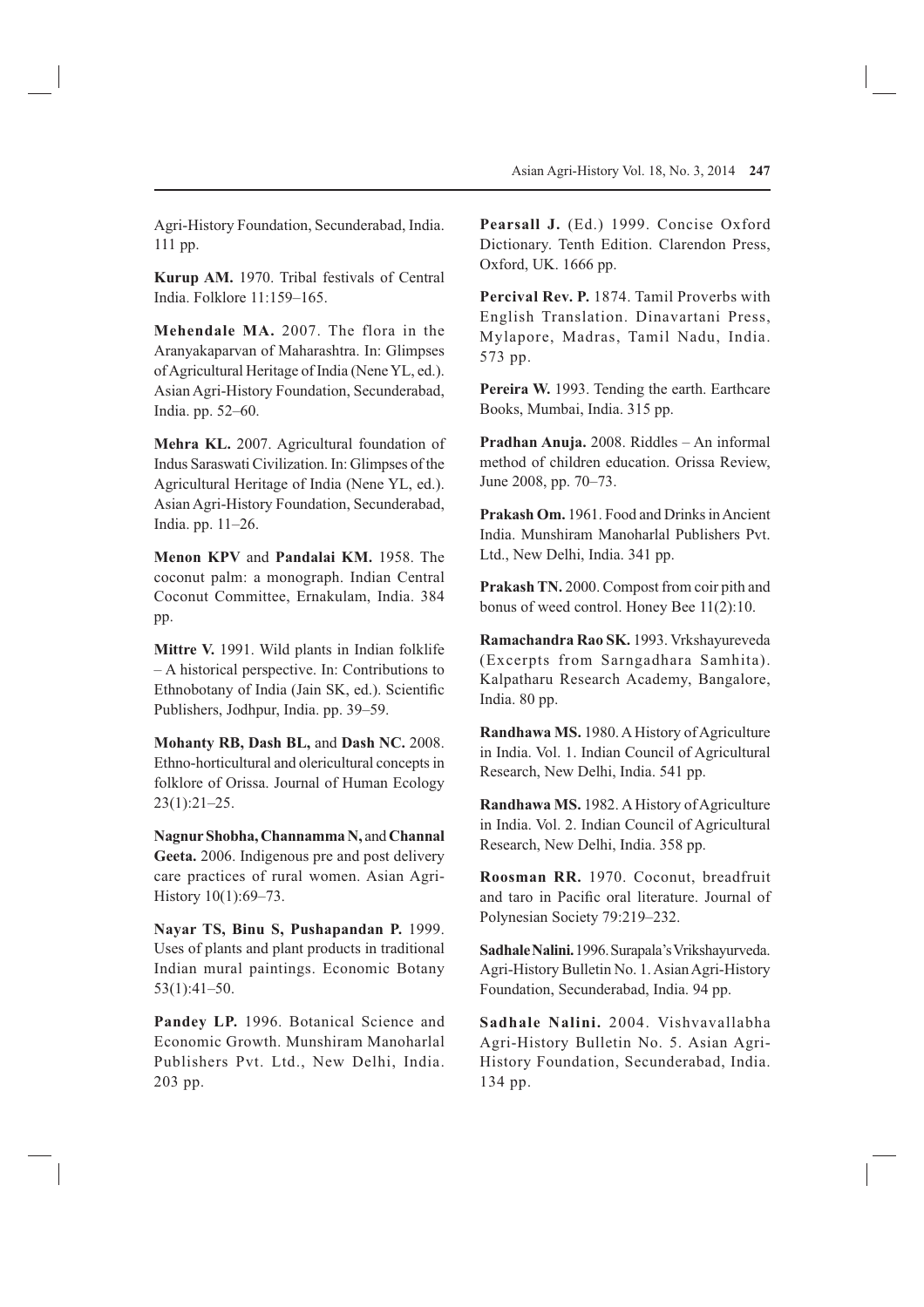Agri-History Foundation, Secunderabad, India. 111 pp.

**Kurup AM.** 1970. Tribal festivals of Central India. Folklore 11:159–165.

**Mehendale MA.** 2007. The flora in the Aranyakaparvan of Maharashtra. In: Glimpses of Agricultural Heritage of India (Nene YL, ed.). Asian Agri-History Foundation, Secunderabad, India. pp. 52–60.

**Mehra KL.** 2007. Agricultural foundation of Indus Saraswati Civilization. In: Glimpses of the Agricultural Heritage of India (Nene YL, ed.). Asian Agri-History Foundation, Secunderabad, India. pp. 11–26.

**Menon KPV** and **Pandalai KM.** 1958. The coconut palm: a monograph. Indian Central Coconut Committee, Ernakulam, India. 384 pp.

**Mittre V.** 1991. Wild plants in Indian folklife – A historical perspective. In: Contributions to Ethnobotany of India (Jain SK, ed.). Scientific Publishers, Jodhpur, India. pp. 39–59.

**Mohanty RB, Dash BL,** and **Dash NC.** 2008. Ethno-horticultural and olericultural concepts in folklore of Orissa. Journal of Human Ecology 23(1):21–25.

**Nagnur Shobha, Channamma N,** and **Channal Geeta.** 2006. Indigenous pre and post delivery care practices of rural women. Asian Agri-History 10(1):69–73.

**Nayar TS, Binu S, Pushapandan P.** 1999. Uses of plants and plant products in traditional Indian mural paintings. Economic Botany 53(1):41–50.

**Pandey LP.** 1996. Botanical Science and Economic Growth. Munshiram Manoharlal Publishers Pvt. Ltd., New Delhi, India. 203 pp.

**Pearsall J.** (Ed.) 1999. Concise Oxford Dictionary. Tenth Edition. Clarendon Press, Oxford, UK. 1666 pp.

**Percival Rev. P.** 1874. Tamil Proverbs with English Translation. Dinavartani Press, Mylapore, Madras, Tamil Nadu, India. 573 pp.

**Pereira W.** 1993. Tending the earth. Earthcare Books, Mumbai, India. 315 pp.

**Pradhan Anuja.** 2008. Riddles – An informal method of children education. Orissa Review, June 2008, pp. 70–73.

**Prakash Om.** 1961. Food and Drinks in Ancient India. Munshiram Manoharlal Publishers Pvt. Ltd., New Delhi, India. 341 pp.

**Prakash TN.** 2000. Compost from coir pith and bonus of weed control. Honey Bee 11(2):10.

**Ramachandra Rao SK.** 1993. Vrkshayureveda (Excerpts from Sarngadhara Samhita). Kalpatharu Research Academy, Bangalore, India. 80 pp.

**Randhawa MS.** 1980. A History of Agriculture in India. Vol. 1. Indian Council of Agricultural Research, New Delhi, India. 541 pp.

**Randhawa MS.** 1982. A History of Agriculture in India. Vol. 2. Indian Council of Agricultural Research, New Delhi, India. 358 pp.

**Roosman RR.** 1970. Coconut, breadfruit and taro in Pacific oral literature. Journal of Polynesian Society 79:219–232.

**Sadhale Nalini.** 1996. Surapala's Vrikshayurveda. Agri-History Bulletin No. 1. Asian Agri-History Foundation, Secunderabad, India. 94 pp.

**Sadhale Nalini.** 2004. Vishvavallabha Agri-History Bulletin No. 5. Asian Agri-History Foundation, Secunderabad, India. 134 pp.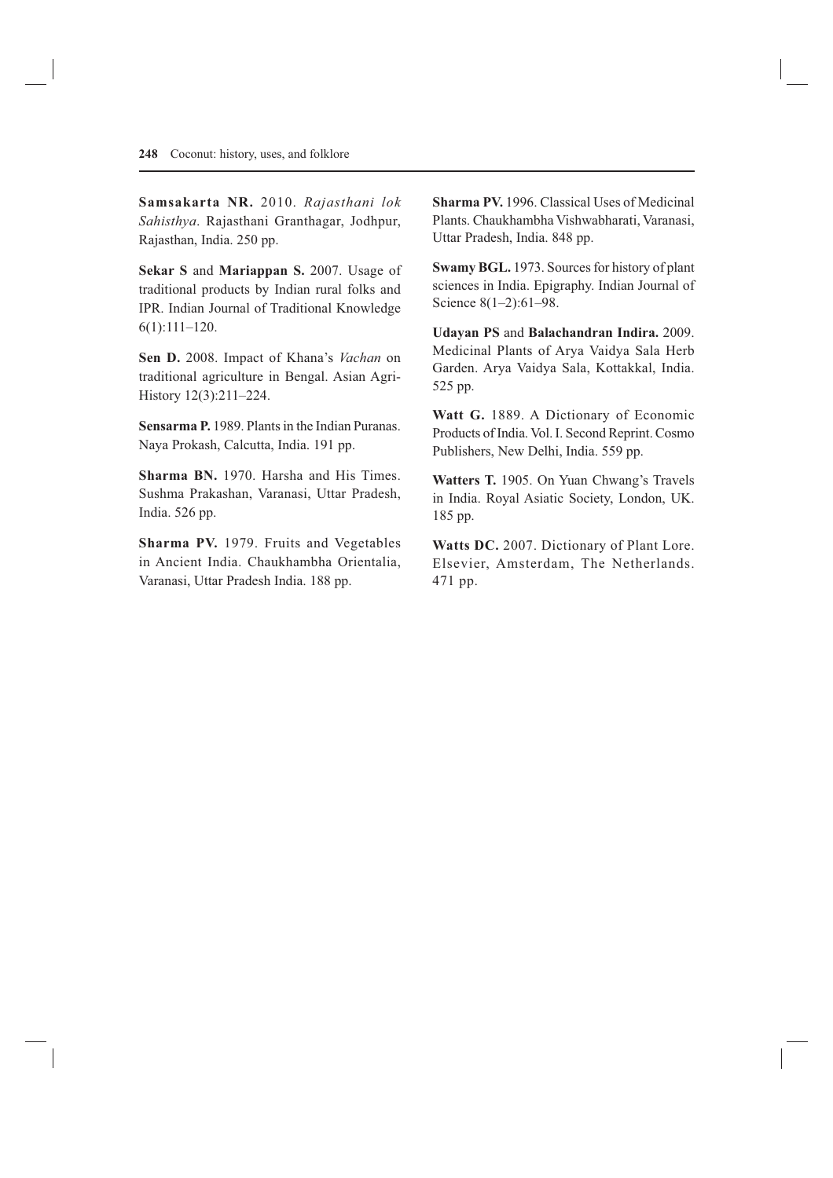**Samsakarta NR.** 2010. *Rajasthani lok Sahisthya*. Rajasthani Granthagar, Jodhpur, Rajasthan, India. 250 pp.

**Sekar S** and **Mariappan S.** 2007. Usage of traditional products by Indian rural folks and IPR. Indian Journal of Traditional Knowledge 6(1):111–120.

**Sen D.** 2008. Impact of Khana's *Vachan* on traditional agriculture in Bengal. Asian Agri-History 12(3):211–224.

**Sensarma P.** 1989. Plants in the Indian Puranas. Naya Prokash, Calcutta, India. 191 pp.

**Sharma BN.** 1970. Harsha and His Times. Sushma Prakashan, Varanasi, Uttar Pradesh, India. 526 pp.

**Sharma PV.** 1979. Fruits and Vegetables in Ancient India. Chaukhambha Orientalia, Varanasi, Uttar Pradesh India. 188 pp.

**Sharma PV.** 1996. Classical Uses of Medicinal Plants. Chaukhambha Vishwabharati, Varanasi, Uttar Pradesh, India. 848 pp.

**Swamy BGL.** 1973. Sources for history of plant sciences in India. Epigraphy. Indian Journal of Science 8(1–2):61–98.

**Udayan PS** and **Balachandran Indira.** 2009. Medicinal Plants of Arya Vaidya Sala Herb Garden. Arya Vaidya Sala, Kottakkal, India. 525 pp.

**Watt G.** 1889. A Dictionary of Economic Products of India. Vol. I. Second Reprint. Cosmo Publishers, New Delhi, India. 559 pp.

**Watters T.** 1905. On Yuan Chwang's Travels in India. Royal Asiatic Society, London, UK. 185 pp.

**Watts DC.** 2007. Dictionary of Plant Lore. Elsevier, Amsterdam, The Netherlands. 471 pp.